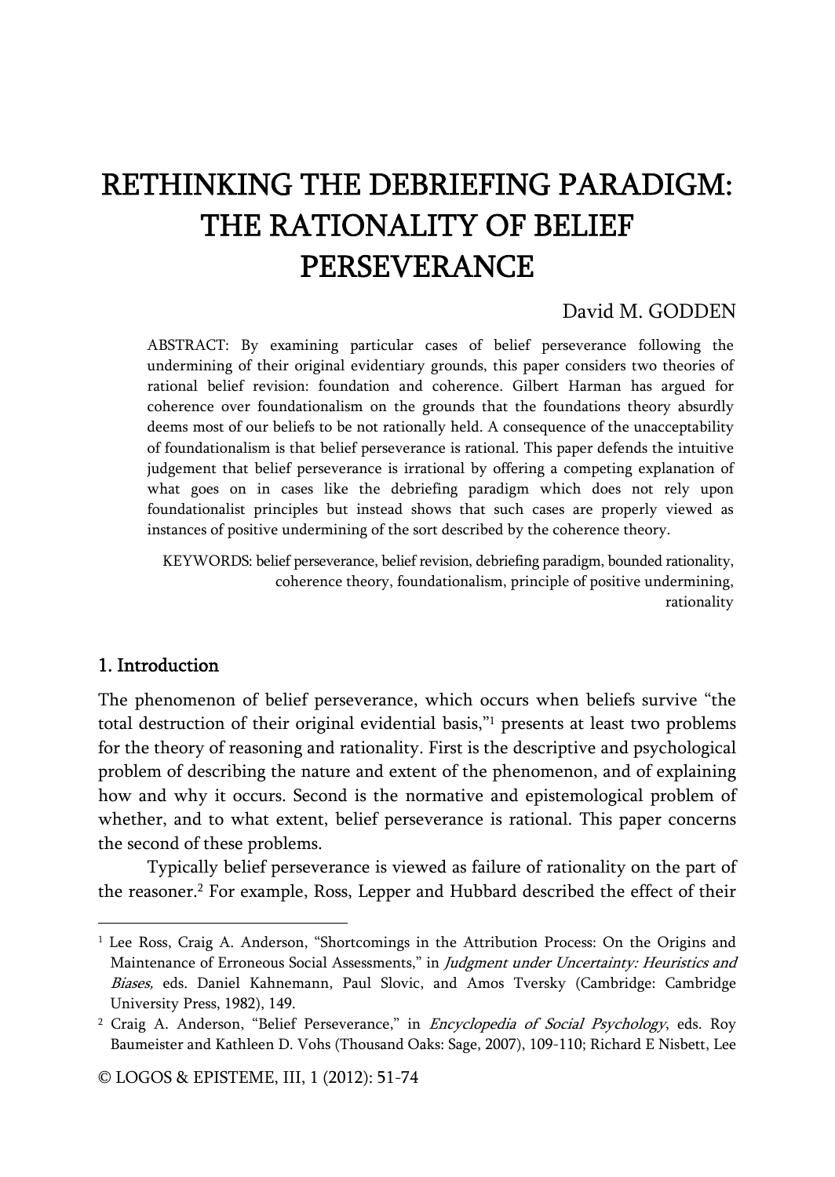# RETHINKING THE DEBRIEFING PARADIGM: THE RATIONALITY OF BELIEF PERSEVERANCE

David M. GODDEN

ABSTRACT: By examining particular cases of belief perseverance following the undermining of their original evidentiary grounds, this paper considers two theories of rational belief revision: foundation and coherence. Gilbert Harman has argued for coherence over foundationalism on the grounds that the foundations theory absurdly deems most of our beliefs to be not rationally held. A consequence of the unacceptability of foundationalism is that belief perseverance is rational. This paper defends the intuitive judgement that belief perseverance is irrational by offering a competing explanation of what goes on in cases like the debriefing paradigm which does not rely upon foundationalist principles but instead shows that such cases are properly viewed as instances of positive undermining of the sort described by the coherence theory.

KEYWORDS: belief perseverance, belief revision, debriefing paradigm, bounded rationality, coherence theory, foundationalism, principle of positive undermining, rationality

## 1. Introduction

The phenomenon of belief perseverance, which occurs when beliefs survive "the total destruction of their original evidential basis,"[1] presents at least two problems for the theory of reasoning and rationality. First is the descriptive and psychological problem of describing the nature and extent of the phenomenon, and of explaining how and why it occurs. Second is the normative and epistemological problem of whether, and to what extent, belief perseverance is rational. This paper concerns the second of these problems.

Typically belief perseverance is viewed as failure of rationality on the part of the reasoner.[2] For example, Ross, Lepper and Hubbard described the effect of their

---

[1] Lee Ross, Craig A. Anderson, "Shortcomings in the Attribution Process: On the Origins and Maintenance of Erroneous Social Assessments," in *Judgment under Uncertainty: Heuristics and Biases,* eds. Daniel Kahnemann, Paul Slovic, and Amos Tversky (Cambridge: Cambridge University Press, 1982), 149.

[2] Craig A. Anderson, "Belief Perseverance," in *Encyclopedia of Social Psychology*, eds. Roy Baumeister and Kathleen D. Vohs (Thousand Oaks: Sage, 2007), 109-110; Richard E Nisbett, Lee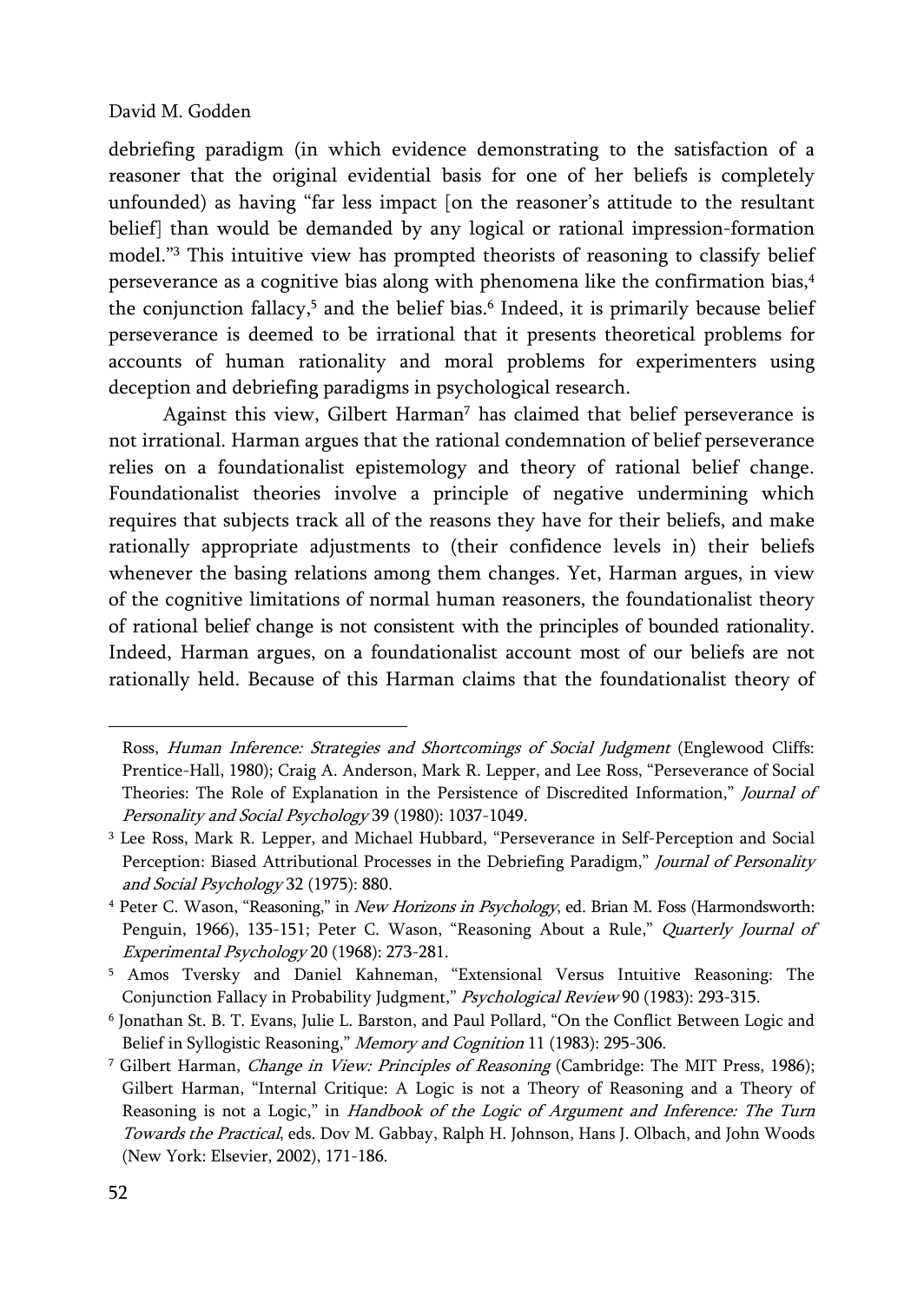debriefing paradigm (in which evidence demonstrating to the satisfaction of a reasoner that the original evidential basis for one of her beliefs is completely unfounded) as having "far less impact [on the reasoner's attitude to the resultant belief] than would be demanded by any logical or rational impression-formation model."[3] This intuitive view has prompted theorists of reasoning to classify belief perseverance as a cognitive bias along with phenomena like the confirmation bias,[4] the conjunction fallacy,[5] and the belief bias.[6] Indeed, it is primarily because belief perseverance is deemed to be irrational that it presents theoretical problems for accounts of human rationality and moral problems for experimenters using deception and debriefing paradigms in psychological research.

Against this view, Gilbert Harman[7] has claimed that belief perseverance is not irrational. Harman argues that the rational condemnation of belief perseverance relies on a foundationalist epistemology and theory of rational belief change. Foundationalist theories involve a principle of negative undermining which requires that subjects track all of the reasons they have for their beliefs, and make rationally appropriate adjustments to (their confidence levels in) their beliefs whenever the basing relations among them changes. Yet, Harman argues, in view of the cognitive limitations of normal human reasoners, the foundationalist theory of rational belief change is not consistent with the principles of bounded rationality. Indeed, Harman argues, on a foundationalist account most of our beliefs are not rationally held. Because of this Harman claims that the foundationalist theory of

---

Ross, *Human Inference: Strategies and Shortcomings of Social Judgment* (Englewood Cliffs: Prentice-Hall, 1980); Craig A. Anderson, Mark R. Lepper, and Lee Ross, "Perseverance of Social Theories: The Role of Explanation in the Persistence of Discredited Information," *Journal of Personality and Social Psychology* 39 (1980): 1037-1049.

[3] Lee Ross, Mark R. Lepper, and Michael Hubbard, "Perseverance in Self-Perception and Social Perception: Biased Attributional Processes in the Debriefing Paradigm," *Journal of Personality and Social Psychology* 32 (1975): 880.

[4] Peter C. Wason, "Reasoning," in *New Horizons in Psychology*, ed. Brian M. Foss (Harmondsworth: Penguin, 1966), 135-151; Peter C. Wason, "Reasoning About a Rule," *Quarterly Journal of Experimental Psychology* 20 (1968): 273-281.

[5] Amos Tversky and Daniel Kahneman, "Extensional Versus Intuitive Reasoning: The Conjunction Fallacy in Probability Judgment," *Psychological Review* 90 (1983): 293-315.

[6] Jonathan St. B. T. Evans, Julie L. Barston, and Paul Pollard, "On the Conflict Between Logic and Belief in Syllogistic Reasoning," *Memory and Cognition* 11 (1983): 295-306.

[7] Gilbert Harman, *Change in View: Principles of Reasoning* (Cambridge: The MIT Press, 1986); Gilbert Harman, "Internal Critique: A Logic is not a Theory of Reasoning and a Theory of Reasoning is not a Logic," in *Handbook of the Logic of Argument and Inference: The Turn Towards the Practical*, eds. Dov M. Gabbay, Ralph H. Johnson, Hans J. Olbach, and John Woods (New York: Elsevier, 2002), 171-186.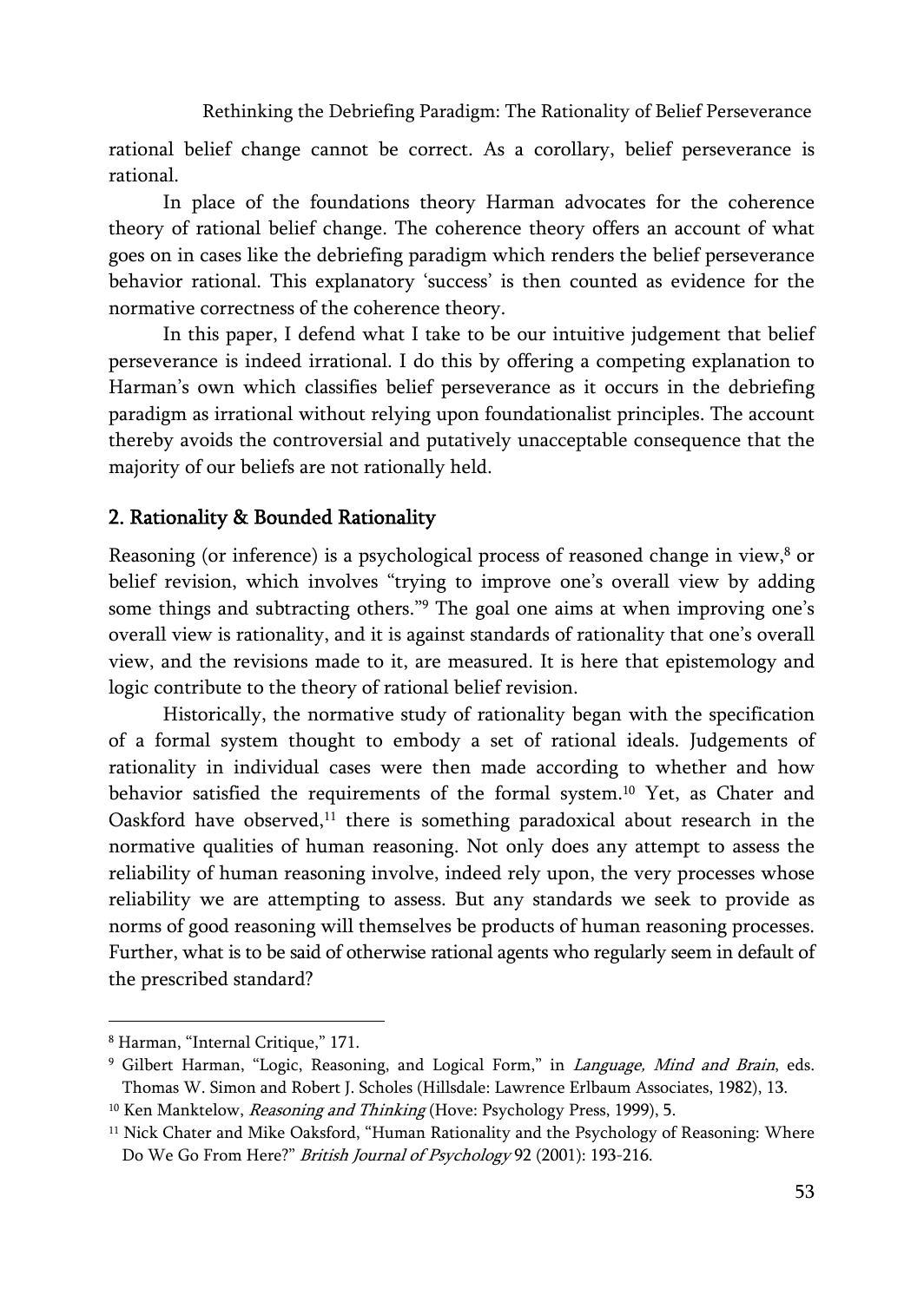rational belief change cannot be correct. As a corollary, belief perseverance is rational.

In place of the foundations theory Harman advocates for the coherence theory of rational belief change. The coherence theory offers an account of what goes on in cases like the debriefing paradigm which renders the belief perseverance behavior rational. This explanatory 'success' is then counted as evidence for the normative correctness of the coherence theory.

In this paper, I defend what I take to be our intuitive judgement that belief perseverance is indeed irrational. I do this by offering a competing explanation to Harman's own which classifies belief perseverance as it occurs in the debriefing paradigm as irrational without relying upon foundationalist principles. The account thereby avoids the controversial and putatively unacceptable consequence that the majority of our beliefs are not rationally held.

## 2. Rationality & Bounded Rationality

Reasoning (or inference) is a psychological process of reasoned change in view,[8] or belief revision, which involves "trying to improve one's overall view by adding some things and subtracting others."[9] The goal one aims at when improving one's overall view is rationality, and it is against standards of rationality that one's overall view, and the revisions made to it, are measured. It is here that epistemology and logic contribute to the theory of rational belief revision.

Historically, the normative study of rationality began with the specification of a formal system thought to embody a set of rational ideals. Judgements of rationality in individual cases were then made according to whether and how behavior satisfied the requirements of the formal system.[10] Yet, as Chater and Oaskford have observed,[11] there is something paradoxical about research in the normative qualities of human reasoning. Not only does any attempt to assess the reliability of human reasoning involve, indeed rely upon, the very processes whose reliability we are attempting to assess. But any standards we seek to provide as norms of good reasoning will themselves be products of human reasoning processes. Further, what is to be said of otherwise rational agents who regularly seem in default of the prescribed standard?

---

[8] Harman, "Internal Critique," 171.

[9] Gilbert Harman, "Logic, Reasoning, and Logical Form," in *Language, Mind and Brain*, eds. Thomas W. Simon and Robert J. Scholes (Hillsdale: Lawrence Erlbaum Associates, 1982), 13.

[10] Ken Manktelow, *Reasoning and Thinking* (Hove: Psychology Press, 1999), 5.

[11] Nick Chater and Mike Oaksford, "Human Rationality and the Psychology of Reasoning: Where Do We Go From Here?" *British Journal of Psychology* 92 (2001): 193-216.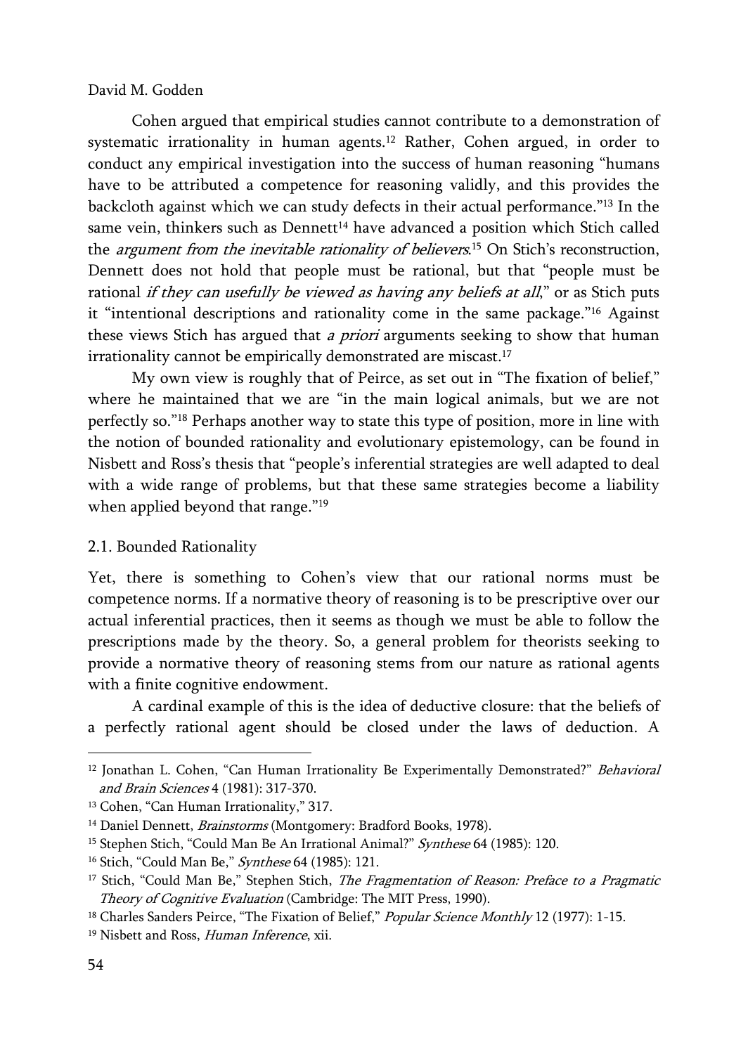Cohen argued that empirical studies cannot contribute to a demonstration of systematic irrationality in human agents.[12] Rather, Cohen argued, in order to conduct any empirical investigation into the success of human reasoning "humans have to be attributed a competence for reasoning validly, and this provides the backcloth against which we can study defects in their actual performance."[13] In the same vein, thinkers such as Dennett[14] have advanced a position which Stich called the *argument from the inevitable rationality of believers*.[15] On Stich's reconstruction, Dennett does not hold that people must be rational, but that "people must be rational *if they can usefully be viewed as having any beliefs at all*," or as Stich puts it "intentional descriptions and rationality come in the same package."[16] Against these views Stich has argued that *a priori* arguments seeking to show that human irrationality cannot be empirically demonstrated are miscast.[17]

My own view is roughly that of Peirce, as set out in "The fixation of belief," where he maintained that we are "in the main logical animals, but we are not perfectly so."[18] Perhaps another way to state this type of position, more in line with the notion of bounded rationality and evolutionary epistemology, can be found in Nisbett and Ross's thesis that "people's inferential strategies are well adapted to deal with a wide range of problems, but that these same strategies become a liability when applied beyond that range."[19]

### 2.1. Bounded Rationality

Yet, there is something to Cohen's view that our rational norms must be competence norms. If a normative theory of reasoning is to be prescriptive over our actual inferential practices, then it seems as though we must be able to follow the prescriptions made by the theory. So, a general problem for theorists seeking to provide a normative theory of reasoning stems from our nature as rational agents with a finite cognitive endowment.

A cardinal example of this is the idea of deductive closure: that the beliefs of a perfectly rational agent should be closed under the laws of deduction. A

---

[12] Jonathan L. Cohen, "Can Human Irrationality Be Experimentally Demonstrated?" *Behavioral and Brain Sciences* 4 (1981): 317-370.

[13] Cohen, "Can Human Irrationality," 317.

[14] Daniel Dennett, *Brainstorms* (Montgomery: Bradford Books, 1978).

[15] Stephen Stich, "Could Man Be An Irrational Animal?" *Synthese* 64 (1985): 120.

[16] Stich, "Could Man Be," *Synthese* 64 (1985): 121.

[17] Stich, "Could Man Be," Stephen Stich, *The Fragmentation of Reason: Preface to a Pragmatic Theory of Cognitive Evaluation* (Cambridge: The MIT Press, 1990).

[18] Charles Sanders Peirce, "The Fixation of Belief," *Popular Science Monthly* 12 (1977): 1-15.

[19] Nisbett and Ross, *Human Inference*, xii.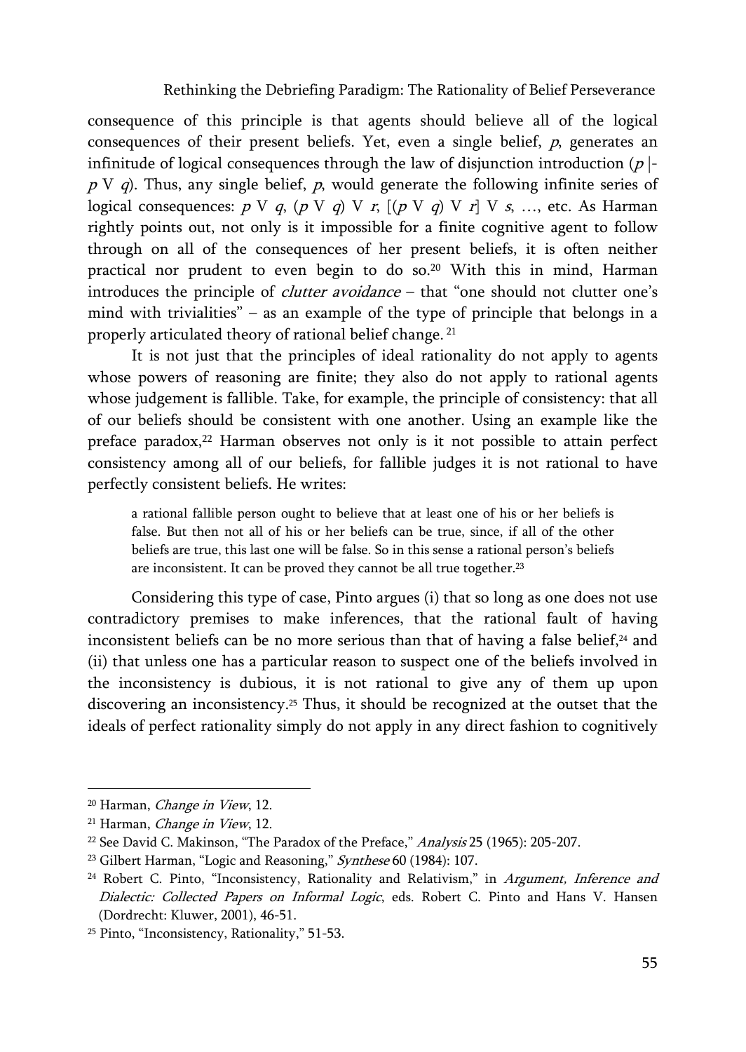consequence of this principle is that agents should believe all of the logical consequences of their present beliefs. Yet, even a single belief, $p$, generates an infinitude of logical consequences through the law of disjunction introduction ($p \vdash p \lor q$). Thus, any single belief, $p$, would generate the following infinite series of logical consequences: $p \lor q$, $(p \lor q) \lor r$, $[(p \lor q) \lor r] \lor s$, …, etc. As Harman rightly points out, not only is it impossible for a finite cognitive agent to follow through on all of the consequences of her present beliefs, it is often neither practical nor prudent to even begin to do so.[20] With this in mind, Harman introduces the principle of *clutter avoidance* – that "one should not clutter one's mind with trivialities" – as an example of the type of principle that belongs in a properly articulated theory of rational belief change.[21]

It is not just that the principles of ideal rationality do not apply to agents whose powers of reasoning are finite; they also do not apply to rational agents whose judgement is fallible. Take, for example, the principle of consistency: that all of our beliefs should be consistent with one another. Using an example like the preface paradox,[22] Harman observes not only is it not possible to attain perfect consistency among all of our beliefs, for fallible judges it is not rational to have perfectly consistent beliefs. He writes:

> a rational fallible person ought to believe that at least one of his or her beliefs is false. But then not all of his or her beliefs can be true, since, if all of the other beliefs are true, this last one will be false. So in this sense a rational person's beliefs are inconsistent. It can be proved they cannot be all true together.[23]

Considering this type of case, Pinto argues (i) that so long as one does not use contradictory premises to make inferences, that the rational fault of having inconsistent beliefs can be no more serious than that of having a false belief,[24] and (ii) that unless one has a particular reason to suspect one of the beliefs involved in the inconsistency is dubious, it is not rational to give any of them up upon discovering an inconsistency.[25] Thus, it should be recognized at the outset that the ideals of perfect rationality simply do not apply in any direct fashion to cognitively

---

[20] Harman, *Change in View*, 12.

[21] Harman, *Change in View*, 12.

[22] See David C. Makinson, "The Paradox of the Preface," *Analysis* 25 (1965): 205-207.

[23] Gilbert Harman, "Logic and Reasoning," *Synthese* 60 (1984): 107.

[24] Robert C. Pinto, "Inconsistency, Rationality and Relativism," in *Argument, Inference and Dialectic: Collected Papers on Informal Logic*, eds. Robert C. Pinto and Hans V. Hansen (Dordrecht: Kluwer, 2001), 46-51.

[25] Pinto, "Inconsistency, Rationality," 51-53.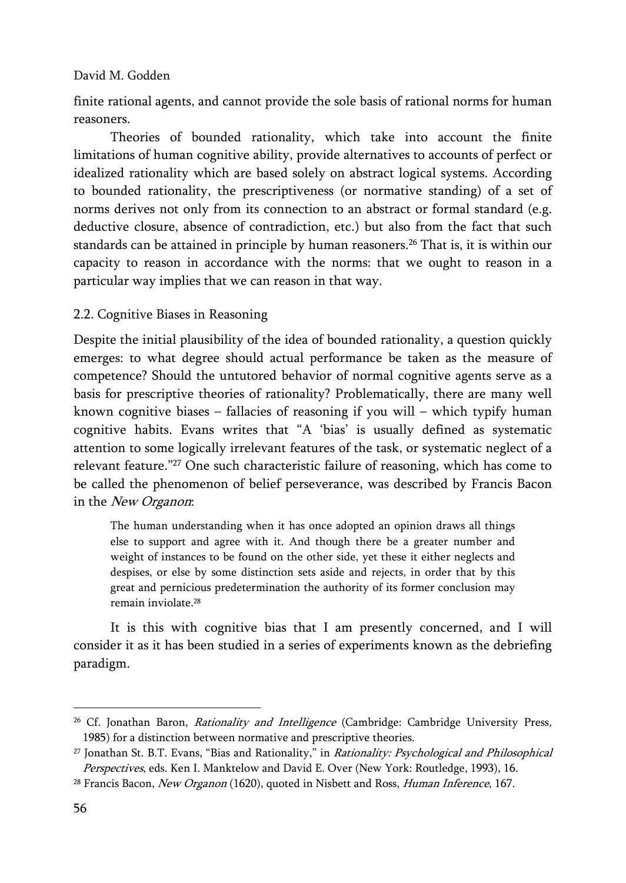finite rational agents, and cannot provide the sole basis of rational norms for human reasoners.

Theories of bounded rationality, which take into account the finite limitations of human cognitive ability, provide alternatives to accounts of perfect or idealized rationality which are based solely on abstract logical systems. According to bounded rationality, the prescriptiveness (or normative standing) of a set of norms derives not only from its connection to an abstract or formal standard (e.g. deductive closure, absence of contradiction, etc.) but also from the fact that such standards can be attained in principle by human reasoners.[26] That is, it is within our capacity to reason in accordance with the norms: that we ought to reason in a particular way implies that we can reason in that way.

## 2.2. Cognitive Biases in Reasoning

Despite the initial plausibility of the idea of bounded rationality, a question quickly emerges: to what degree should actual performance be taken as the measure of competence? Should the untutored behavior of normal cognitive agents serve as a basis for prescriptive theories of rationality? Problematically, there are many well known cognitive biases – fallacies of reasoning if you will – which typify human cognitive habits. Evans writes that "A 'bias' is usually defined as systematic attention to some logically irrelevant features of the task, or systematic neglect of a relevant feature."[27] One such characteristic failure of reasoning, which has come to be called the phenomenon of belief perseverance, was described by Francis Bacon in the *New Organon*:

> The human understanding when it has once adopted an opinion draws all things else to support and agree with it. And though there be a greater number and weight of instances to be found on the other side, yet these it either neglects and despises, or else by some distinction sets aside and rejects, in order that by this great and pernicious predetermination the authority of its former conclusion may remain inviolate.[28]

It is this with cognitive bias that I am presently concerned, and I will consider it as it has been studied in a series of experiments known as the debriefing paradigm.

---

[26] Cf. Jonathan Baron, *Rationality and Intelligence* (Cambridge: Cambridge University Press, 1985) for a distinction between normative and prescriptive theories.

[27] Jonathan St. B.T. Evans, "Bias and Rationality," in *Rationality: Psychological and Philosophical Perspectives*, eds. Ken I. Manktelow and David E. Over (New York: Routledge, 1993), 16.

[28] Francis Bacon, *New Organon* (1620), quoted in Nisbett and Ross, *Human Inference*, 167.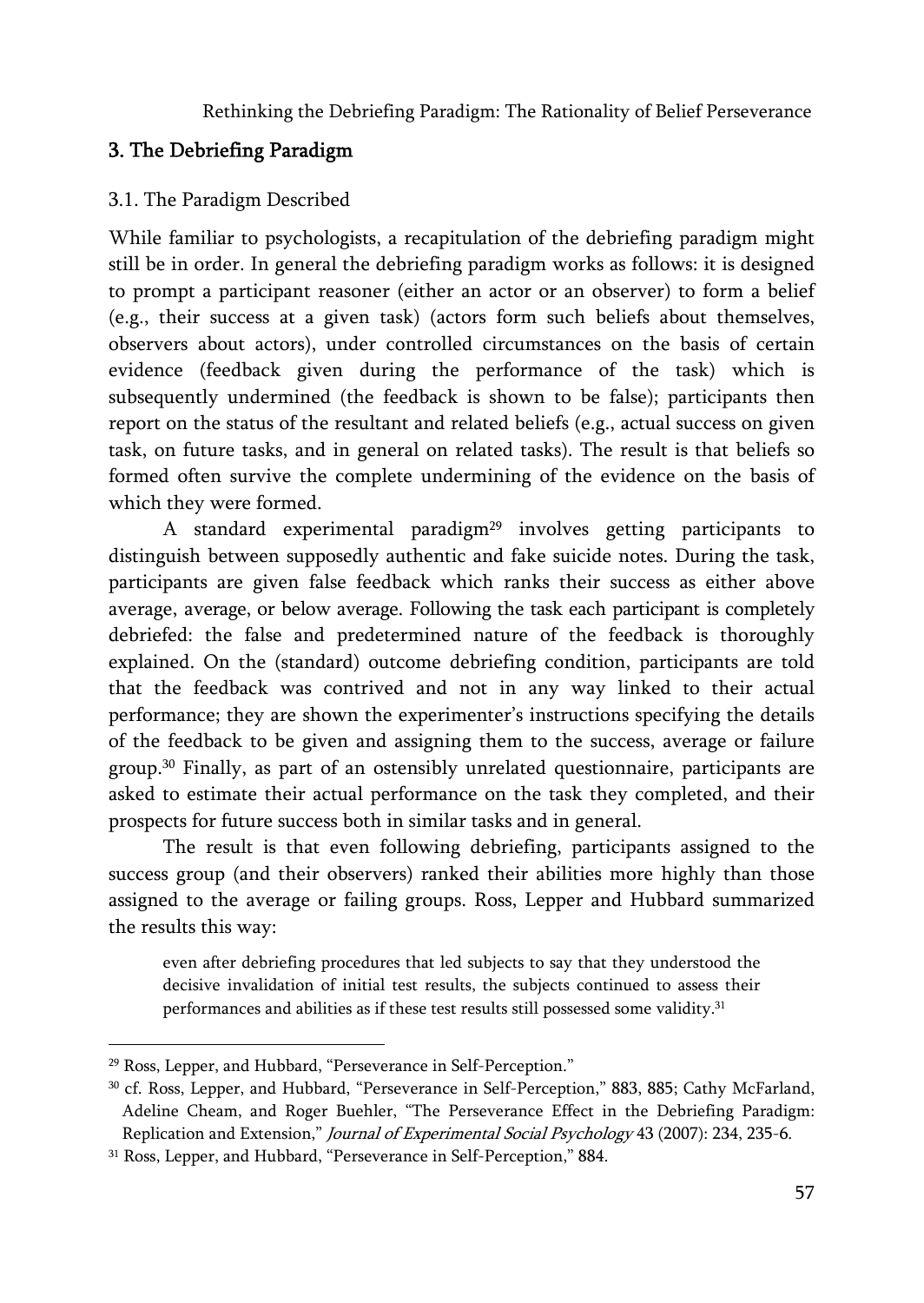## 3. The Debriefing Paradigm

### 3.1. The Paradigm Described

While familiar to psychologists, a recapitulation of the debriefing paradigm might still be in order. In general the debriefing paradigm works as follows: it is designed to prompt a participant reasoner (either an actor or an observer) to form a belief (e.g., their success at a given task) (actors form such beliefs about themselves, observers about actors), under controlled circumstances on the basis of certain evidence (feedback given during the performance of the task) which is subsequently undermined (the feedback is shown to be false); participants then report on the status of the resultant and related beliefs (e.g., actual success on given task, on future tasks, and in general on related tasks). The result is that beliefs so formed often survive the complete undermining of the evidence on the basis of which they were formed.

A standard experimental paradigm[29] involves getting participants to distinguish between supposedly authentic and fake suicide notes. During the task, participants are given false feedback which ranks their success as either above average, average, or below average. Following the task each participant is completely debriefed: the false and predetermined nature of the feedback is thoroughly explained. On the (standard) outcome debriefing condition, participants are told that the feedback was contrived and not in any way linked to their actual performance; they are shown the experimenter's instructions specifying the details of the feedback to be given and assigning them to the success, average or failure group.[30] Finally, as part of an ostensibly unrelated questionnaire, participants are asked to estimate their actual performance on the task they completed, and their prospects for future success both in similar tasks and in general.

The result is that even following debriefing, participants assigned to the success group (and their observers) ranked their abilities more highly than those assigned to the average or failing groups. Ross, Lepper and Hubbard summarized the results this way:

> even after debriefing procedures that led subjects to say that they understood the decisive invalidation of initial test results, the subjects continued to assess their performances and abilities as if these test results still possessed some validity.[31]

---

[29] Ross, Lepper, and Hubbard, "Perseverance in Self-Perception."

[30] cf. Ross, Lepper, and Hubbard, "Perseverance in Self-Perception," 883, 885; Cathy McFarland, Adeline Cheam, and Roger Buehler, "The Perseverance Effect in the Debriefing Paradigm: Replication and Extension," *Journal of Experimental Social Psychology* 43 (2007): 234, 235-6.

[31] Ross, Lepper, and Hubbard, "Perseverance in Self-Perception," 884.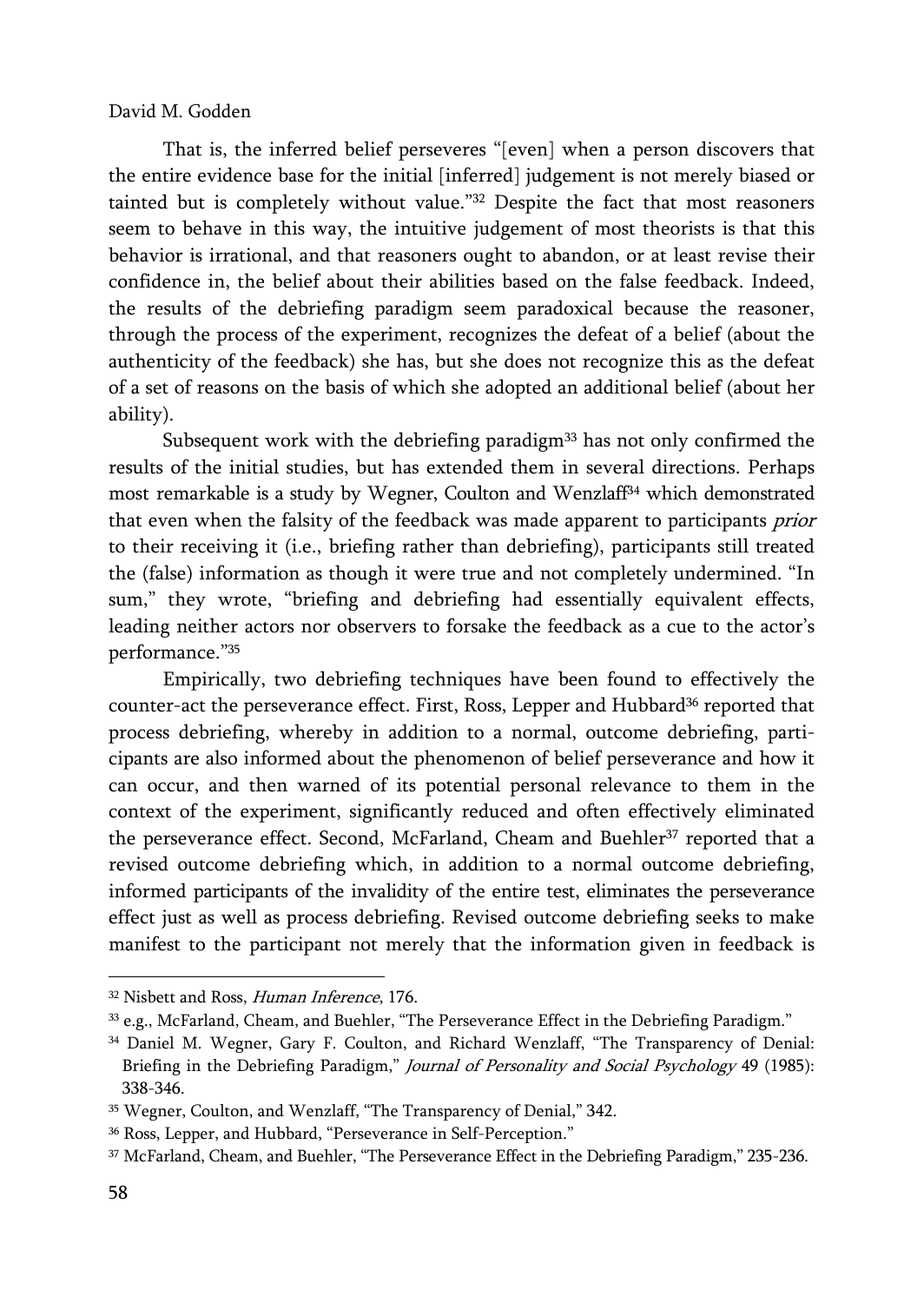That is, the inferred belief perseveres "[even] when a person discovers that the entire evidence base for the initial [inferred] judgement is not merely biased or tainted but is completely without value."[32] Despite the fact that most reasoners seem to behave in this way, the intuitive judgement of most theorists is that this behavior is irrational, and that reasoners ought to abandon, or at least revise their confidence in, the belief about their abilities based on the false feedback. Indeed, the results of the debriefing paradigm seem paradoxical because the reasoner, through the process of the experiment, recognizes the defeat of a belief (about the authenticity of the feedback) she has, but she does not recognize this as the defeat of a set of reasons on the basis of which she adopted an additional belief (about her ability).

Subsequent work with the debriefing paradigm[33] has not only confirmed the results of the initial studies, but has extended them in several directions. Perhaps most remarkable is a study by Wegner, Coulton and Wenzlaff[34] which demonstrated that even when the falsity of the feedback was made apparent to participants *prior* to their receiving it (i.e., briefing rather than debriefing), participants still treated the (false) information as though it were true and not completely undermined. "In sum," they wrote, "briefing and debriefing had essentially equivalent effects, leading neither actors nor observers to forsake the feedback as a cue to the actor's performance."[35]

Empirically, two debriefing techniques have been found to effectively the counter-act the perseverance effect. First, Ross, Lepper and Hubbard[36] reported that process debriefing, whereby in addition to a normal, outcome debriefing, participants are also informed about the phenomenon of belief perseverance and how it can occur, and then warned of its potential personal relevance to them in the context of the experiment, significantly reduced and often effectively eliminated the perseverance effect. Second, McFarland, Cheam and Buehler[37] reported that a revised outcome debriefing which, in addition to a normal outcome debriefing, informed participants of the invalidity of the entire test, eliminates the perseverance effect just as well as process debriefing. Revised outcome debriefing seeks to make manifest to the participant not merely that the information given in feedback is

---

[32] Nisbett and Ross, *Human Inference*, 176.

[33] e.g., McFarland, Cheam, and Buehler, "The Perseverance Effect in the Debriefing Paradigm."

[34] Daniel M. Wegner, Gary F. Coulton, and Richard Wenzlaff, "The Transparency of Denial: Briefing in the Debriefing Paradigm," *Journal of Personality and Social Psychology* 49 (1985): 338-346.

[35] Wegner, Coulton, and Wenzlaff, "The Transparency of Denial," 342.

[36] Ross, Lepper, and Hubbard, "Perseverance in Self-Perception."

[37] McFarland, Cheam, and Buehler, "The Perseverance Effect in the Debriefing Paradigm," 235-236.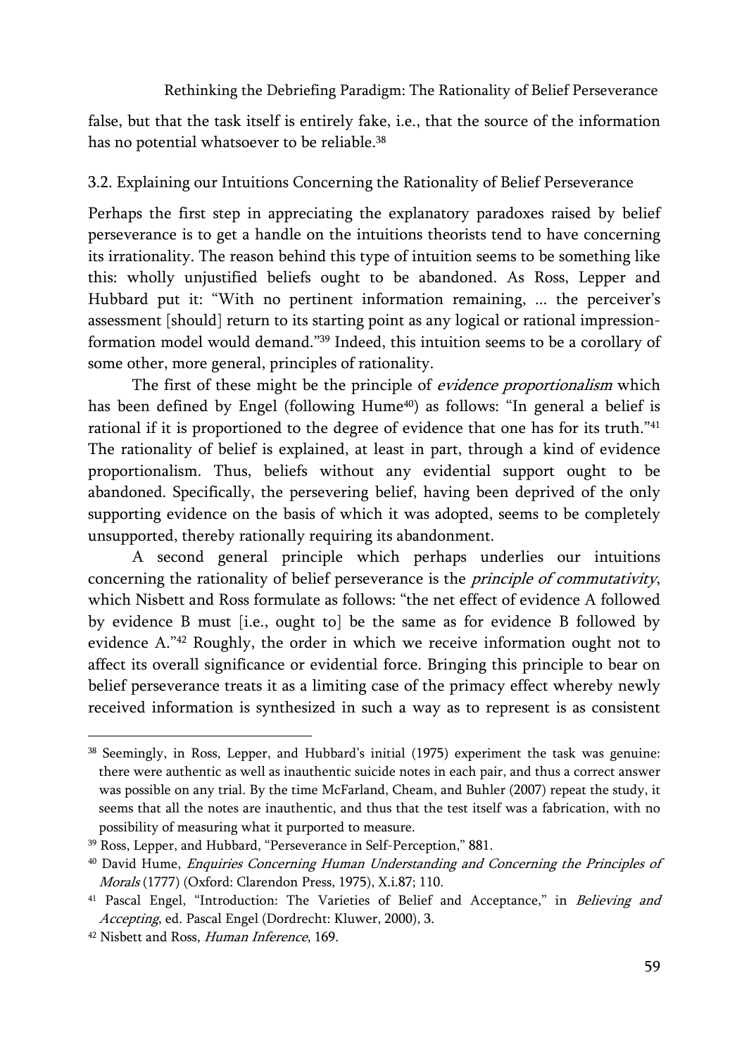false, but that the task itself is entirely fake, i.e., that the source of the information has no potential whatsoever to be reliable.[38]

### 3.2. Explaining our Intuitions Concerning the Rationality of Belief Perseverance

Perhaps the first step in appreciating the explanatory paradoxes raised by belief perseverance is to get a handle on the intuitions theorists tend to have concerning its irrationality. The reason behind this type of intuition seems to be something like this: wholly unjustified beliefs ought to be abandoned. As Ross, Lepper and Hubbard put it: "With no pertinent information remaining, ... the perceiver's assessment [should] return to its starting point as any logical or rational impression-formation model would demand."[39] Indeed, this intuition seems to be a corollary of some other, more general, principles of rationality.

The first of these might be the principle of *evidence proportionalism* which has been defined by Engel (following Hume[40]) as follows: "In general a belief is rational if it is proportioned to the degree of evidence that one has for its truth."[41] The rationality of belief is explained, at least in part, through a kind of evidence proportionalism. Thus, beliefs without any evidential support ought to be abandoned. Specifically, the persevering belief, having been deprived of the only supporting evidence on the basis of which it was adopted, seems to be completely unsupported, thereby rationally requiring its abandonment.

A second general principle which perhaps underlies our intuitions concerning the rationality of belief perseverance is the *principle of commutativity*, which Nisbett and Ross formulate as follows: "the net effect of evidence A followed by evidence B must [i.e., ought to] be the same as for evidence B followed by evidence A."[42] Roughly, the order in which we receive information ought not to affect its overall significance or evidential force. Bringing this principle to bear on belief perseverance treats it as a limiting case of the primacy effect whereby newly received information is synthesized in such a way as to represent is as consistent

---

[38] Seemingly, in Ross, Lepper, and Hubbard's initial (1975) experiment the task was genuine: there were authentic as well as inauthentic suicide notes in each pair, and thus a correct answer was possible on any trial. By the time McFarland, Cheam, and Buhler (2007) repeat the study, it seems that all the notes are inauthentic, and thus that the test itself was a fabrication, with no possibility of measuring what it purported to measure.

[39] Ross, Lepper, and Hubbard, "Perseverance in Self-Perception," 881.

[40] David Hume, *Enquiries Concerning Human Understanding and Concerning the Principles of Morals* (1777) (Oxford: Clarendon Press, 1975), X.i.87; 110.

[41] Pascal Engel, "Introduction: The Varieties of Belief and Acceptance," in *Believing and Accepting*, ed. Pascal Engel (Dordrecht: Kluwer, 2000), 3.

[42] Nisbett and Ross, *Human Inference*, 169.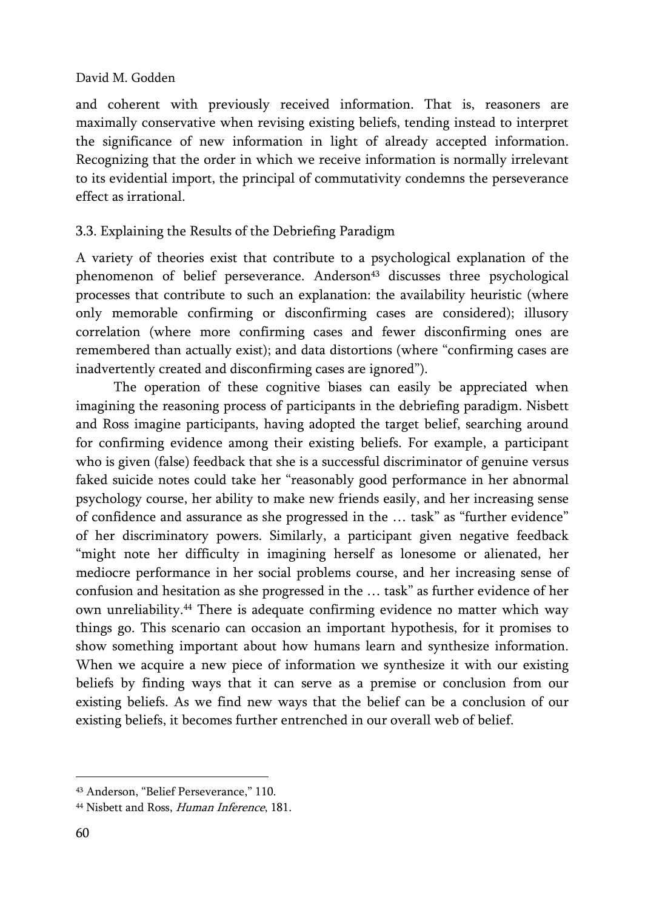and coherent with previously received information. That is, reasoners are maximally conservative when revising existing beliefs, tending instead to interpret the significance of new information in light of already accepted information. Recognizing that the order in which we receive information is normally irrelevant to its evidential import, the principal of commutativity condemns the perseverance effect as irrational.

### 3.3. Explaining the Results of the Debriefing Paradigm

A variety of theories exist that contribute to a psychological explanation of the phenomenon of belief perseverance. Anderson[43] discusses three psychological processes that contribute to such an explanation: the availability heuristic (where only memorable confirming or disconfirming cases are considered); illusory correlation (where more confirming cases and fewer disconfirming ones are remembered than actually exist); and data distortions (where "confirming cases are inadvertently created and disconfirming cases are ignored").

The operation of these cognitive biases can easily be appreciated when imagining the reasoning process of participants in the debriefing paradigm. Nisbett and Ross imagine participants, having adopted the target belief, searching around for confirming evidence among their existing beliefs. For example, a participant who is given (false) feedback that she is a successful discriminator of genuine versus faked suicide notes could take her "reasonably good performance in her abnormal psychology course, her ability to make new friends easily, and her increasing sense of confidence and assurance as she progressed in the … task" as "further evidence" of her discriminatory powers. Similarly, a participant given negative feedback "might note her difficulty in imagining herself as lonesome or alienated, her mediocre performance in her social problems course, and her increasing sense of confusion and hesitation as she progressed in the … task" as further evidence of her own unreliability.[44] There is adequate confirming evidence no matter which way things go. This scenario can occasion an important hypothesis, for it promises to show something important about how humans learn and synthesize information. When we acquire a new piece of information we synthesize it with our existing beliefs by finding ways that it can serve as a premise or conclusion from our existing beliefs. As we find new ways that the belief can be a conclusion of our existing beliefs, it becomes further entrenched in our overall web of belief.

---

[43] Anderson, "Belief Perseverance," 110.

[44] Nisbett and Ross, *Human Inference*, 181.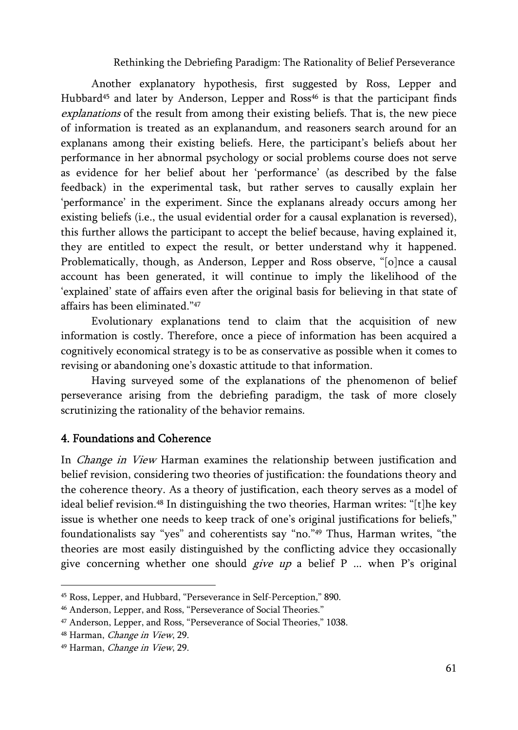Another explanatory hypothesis, first suggested by Ross, Lepper and Hubbard[45] and later by Anderson, Lepper and Ross[46] is that the participant finds *explanations* of the result from among their existing beliefs. That is, the new piece of information is treated as an explanandum, and reasoners search around for an explanans among their existing beliefs. Here, the participant's beliefs about her performance in her abnormal psychology or social problems course does not serve as evidence for her belief about her 'performance' (as described by the false feedback) in the experimental task, but rather serves to causally explain her 'performance' in the experiment. Since the explanans already occurs among her existing beliefs (i.e., the usual evidential order for a causal explanation is reversed), this further allows the participant to accept the belief because, having explained it, they are entitled to expect the result, or better understand why it happened. Problematically, though, as Anderson, Lepper and Ross observe, "[o]nce a causal account has been generated, it will continue to imply the likelihood of the 'explained' state of affairs even after the original basis for believing in that state of affairs has been eliminated."[47]

Evolutionary explanations tend to claim that the acquisition of new information is costly. Therefore, once a piece of information has been acquired a cognitively economical strategy is to be as conservative as possible when it comes to revising or abandoning one's doxastic attitude to that information.

Having surveyed some of the explanations of the phenomenon of belief perseverance arising from the debriefing paradigm, the task of more closely scrutinizing the rationality of the behavior remains.

## 4. Foundations and Coherence

In *Change in View* Harman examines the relationship between justification and belief revision, considering two theories of justification: the foundations theory and the coherence theory. As a theory of justification, each theory serves as a model of ideal belief revision.[48] In distinguishing the two theories, Harman writes: "[t]he key issue is whether one needs to keep track of one's original justifications for beliefs," foundationalists say "yes" and coherentists say "no."[49] Thus, Harman writes, "the theories are most easily distinguished by the conflicting advice they occasionally give concerning whether one should *give up* a belief P ... when P's original

---

[45] Ross, Lepper, and Hubbard, "Perseverance in Self-Perception," 890.

[46] Anderson, Lepper, and Ross, "Perseverance of Social Theories."

[47] Anderson, Lepper, and Ross, "Perseverance of Social Theories," 1038.

[48] Harman, *Change in View*, 29.

[49] Harman, *Change in View*, 29.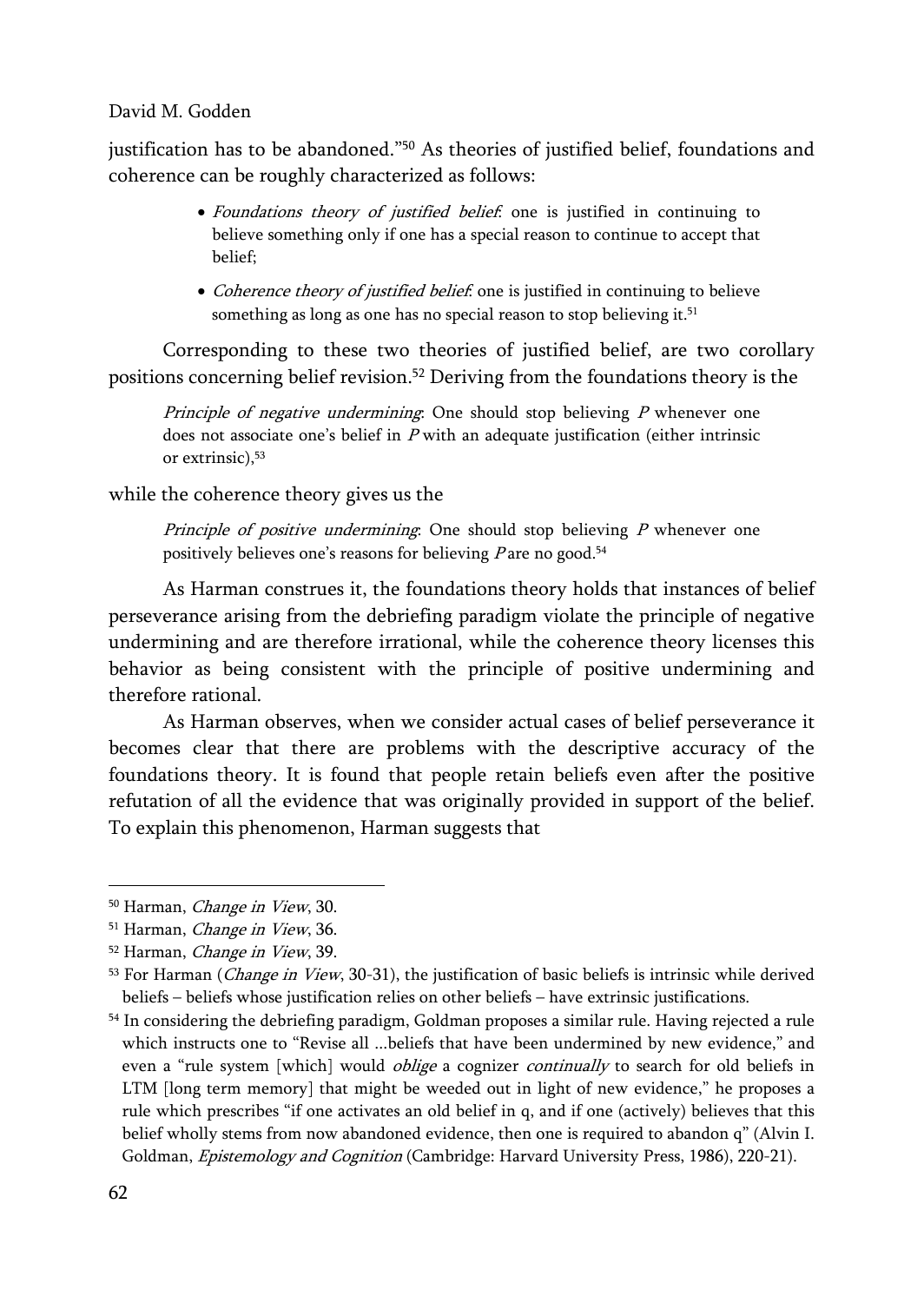justification has to be abandoned."[50] As theories of justified belief, foundations and coherence can be roughly characterized as follows:

- *Foundations theory of justified belief*: one is justified in continuing to believe something only if one has a special reason to continue to accept that belief;
- *Coherence theory of justified belief*: one is justified in continuing to believe something as long as one has no special reason to stop believing it.[51]

Corresponding to these two theories of justified belief, are two corollary positions concerning belief revision.[52] Deriving from the foundations theory is the

> *Principle of negative undermining*: One should stop believing *P* whenever one does not associate one's belief in *P* with an adequate justification (either intrinsic or extrinsic),[53]

while the coherence theory gives us the

> *Principle of positive undermining*: One should stop believing *P* whenever one positively believes one's reasons for believing *P* are no good.[54]

As Harman construes it, the foundations theory holds that instances of belief perseverance arising from the debriefing paradigm violate the principle of negative undermining and are therefore irrational, while the coherence theory licenses this behavior as being consistent with the principle of positive undermining and therefore rational.

As Harman observes, when we consider actual cases of belief perseverance it becomes clear that there are problems with the descriptive accuracy of the foundations theory. It is found that people retain beliefs even after the positive refutation of all the evidence that was originally provided in support of the belief. To explain this phenomenon, Harman suggests that

---

[50] Harman, *Change in View*, 30.

[51] Harman, *Change in View*, 36.

[52] Harman, *Change in View*, 39.

[53] For Harman (*Change in View*, 30-31), the justification of basic beliefs is intrinsic while derived beliefs – beliefs whose justification relies on other beliefs – have extrinsic justifications.

[54] In considering the debriefing paradigm, Goldman proposes a similar rule. Having rejected a rule which instructs one to "Revise all ...beliefs that have been undermined by new evidence," and even a "rule system [which] would *oblige* a cognizer *continually* to search for old beliefs in LTM [long term memory] that might be weeded out in light of new evidence," he proposes a rule which prescribes "if one activates an old belief in q, and if one (actively) believes that this belief wholly stems from now abandoned evidence, then one is required to abandon q" (Alvin I. Goldman, *Epistemology and Cognition* (Cambridge: Harvard University Press, 1986), 220-21).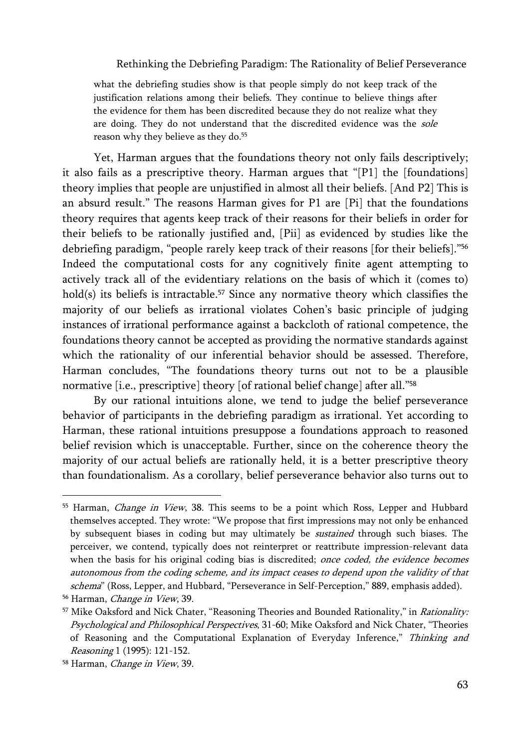> what the debriefing studies show is that people simply do not keep track of the justification relations among their beliefs. They continue to believe things after the evidence for them has been discredited because they do not realize what they are doing. They do not understand that the discredited evidence was the *sole* reason why they believe as they do.[55]

Yet, Harman argues that the foundations theory not only fails descriptively; it also fails as a prescriptive theory. Harman argues that "[P1] the [foundations] theory implies that people are unjustified in almost all their beliefs. [And P2] This is an absurd result." The reasons Harman gives for P1 are [Pi] that the foundations theory requires that agents keep track of their reasons for their beliefs in order for their beliefs to be rationally justified and, [Pii] as evidenced by studies like the debriefing paradigm, "people rarely keep track of their reasons [for their beliefs]."[56] Indeed the computational costs for any cognitively finite agent attempting to actively track all of the evidentiary relations on the basis of which it (comes to) hold(s) its beliefs is intractable.[57] Since any normative theory which classifies the majority of our beliefs as irrational violates Cohen's basic principle of judging instances of irrational performance against a backcloth of rational competence, the foundations theory cannot be accepted as providing the normative standards against which the rationality of our inferential behavior should be assessed. Therefore, Harman concludes, "The foundations theory turns out not to be a plausible normative [i.e., prescriptive] theory [of rational belief change] after all."[58]

By our rational intuitions alone, we tend to judge the belief perseverance behavior of participants in the debriefing paradigm as irrational. Yet according to Harman, these rational intuitions presuppose a foundations approach to reasoned belief revision which is unacceptable. Further, since on the coherence theory the majority of our actual beliefs are rationally held, it is a better prescriptive theory than foundationalism. As a corollary, belief perseverance behavior also turns out to

---

[55] Harman, *Change in View*, 38. This seems to be a point which Ross, Lepper and Hubbard themselves accepted. They wrote: "We propose that first impressions may not only be enhanced by subsequent biases in coding but may ultimately be *sustained* through such biases. The perceiver, we contend, typically does not reinterpret or reattribute impression-relevant data when the basis for his original coding bias is discredited; *once coded, the evidence becomes autonomous from the coding scheme, and its impact ceases to depend upon the validity of that schema*" (Ross, Lepper, and Hubbard, "Perseverance in Self-Perception," 889, emphasis added).

[56] Harman, *Change in View*, 39.

[57] Mike Oaksford and Nick Chater, "Reasoning Theories and Bounded Rationality," in *Rationality: Psychological and Philosophical Perspectives*, 31-60; Mike Oaksford and Nick Chater, "Theories of Reasoning and the Computational Explanation of Everyday Inference," *Thinking and Reasoning* 1 (1995): 121-152.

[58] Harman, *Change in View*, 39.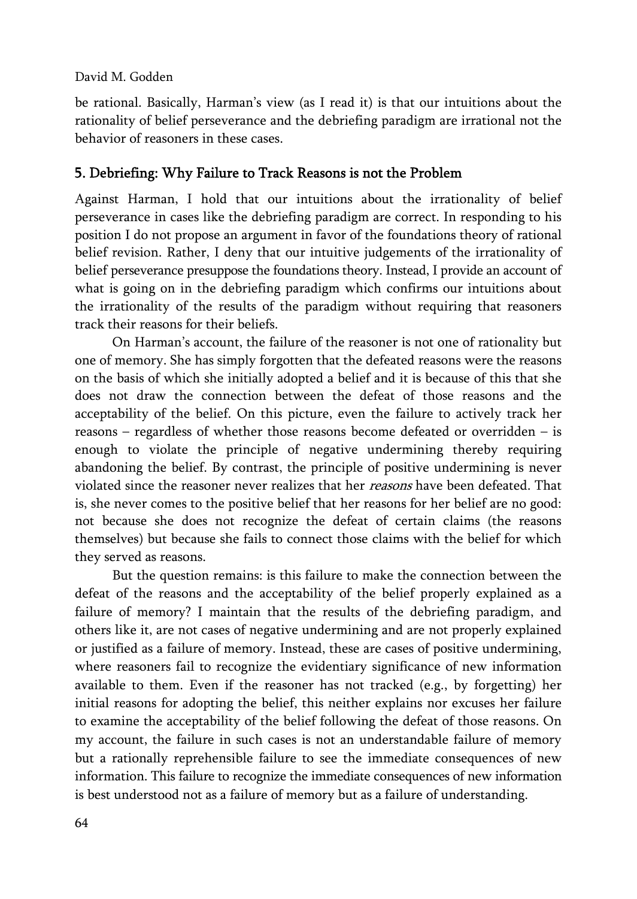be rational. Basically, Harman's view (as I read it) is that our intuitions about the rationality of belief perseverance and the debriefing paradigm are irrational not the behavior of reasoners in these cases.

## 5. Debriefing: Why Failure to Track Reasons is not the Problem

Against Harman, I hold that our intuitions about the irrationality of belief perseverance in cases like the debriefing paradigm are correct. In responding to his position I do not propose an argument in favor of the foundations theory of rational belief revision. Rather, I deny that our intuitive judgements of the irrationality of belief perseverance presuppose the foundations theory. Instead, I provide an account of what is going on in the debriefing paradigm which confirms our intuitions about the irrationality of the results of the paradigm without requiring that reasoners track their reasons for their beliefs.

On Harman's account, the failure of the reasoner is not one of rationality but one of memory. She has simply forgotten that the defeated reasons were the reasons on the basis of which she initially adopted a belief and it is because of this that she does not draw the connection between the defeat of those reasons and the acceptability of the belief. On this picture, even the failure to actively track her reasons – regardless of whether those reasons become defeated or overridden – is enough to violate the principle of negative undermining thereby requiring abandoning the belief. By contrast, the principle of positive undermining is never violated since the reasoner never realizes that her *reasons* have been defeated. That is, she never comes to the positive belief that her reasons for her belief are no good: not because she does not recognize the defeat of certain claims (the reasons themselves) but because she fails to connect those claims with the belief for which they served as reasons.

But the question remains: is this failure to make the connection between the defeat of the reasons and the acceptability of the belief properly explained as a failure of memory? I maintain that the results of the debriefing paradigm, and others like it, are not cases of negative undermining and are not properly explained or justified as a failure of memory. Instead, these are cases of positive undermining, where reasoners fail to recognize the evidentiary significance of new information available to them. Even if the reasoner has not tracked (e.g., by forgetting) her initial reasons for adopting the belief, this neither explains nor excuses her failure to examine the acceptability of the belief following the defeat of those reasons. On my account, the failure in such cases is not an understandable failure of memory but a rationally reprehensible failure to see the immediate consequences of new information. This failure to recognize the immediate consequences of new information is best understood not as a failure of memory but as a failure of understanding.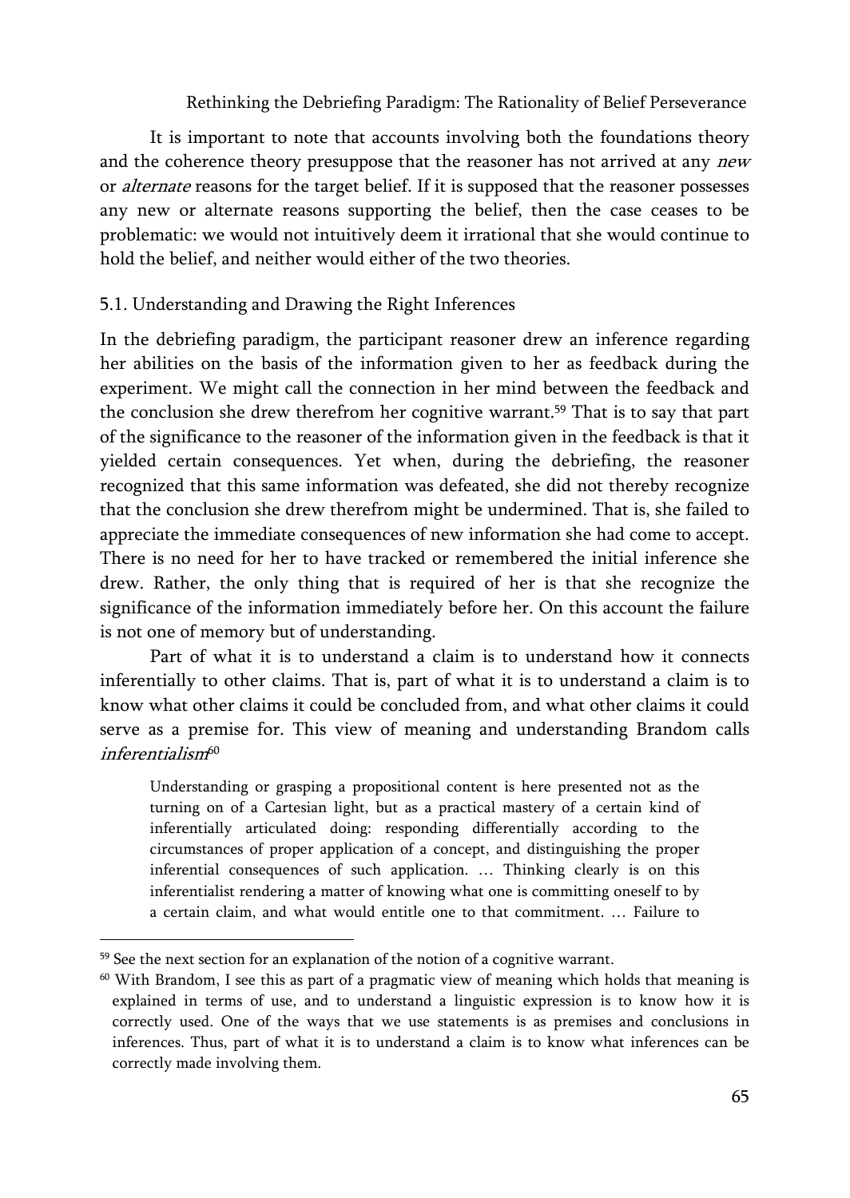It is important to note that accounts involving both the foundations theory and the coherence theory presuppose that the reasoner has not arrived at any *new* or *alternate* reasons for the target belief. If it is supposed that the reasoner possesses any new or alternate reasons supporting the belief, then the case ceases to be problematic: we would not intuitively deem it irrational that she would continue to hold the belief, and neither would either of the two theories.

## 5.1. Understanding and Drawing the Right Inferences

In the debriefing paradigm, the participant reasoner drew an inference regarding her abilities on the basis of the information given to her as feedback during the experiment. We might call the connection in her mind between the feedback and the conclusion she drew therefrom her cognitive warrant.[59] That is to say that part of the significance to the reasoner of the information given in the feedback is that it yielded certain consequences. Yet when, during the debriefing, the reasoner recognized that this same information was defeated, she did not thereby recognize that the conclusion she drew therefrom might be undermined. That is, she failed to appreciate the immediate consequences of new information she had come to accept. There is no need for her to have tracked or remembered the initial inference she drew. Rather, the only thing that is required of her is that she recognize the significance of the information immediately before her. On this account the failure is not one of memory but of understanding.

Part of what it is to understand a claim is to understand how it connects inferentially to other claims. That is, part of what it is to understand a claim is to know what other claims it could be concluded from, and what other claims it could serve as a premise for. This view of meaning and understanding Brandom calls *inferentialism*[60]

> Understanding or grasping a propositional content is here presented not as the turning on of a Cartesian light, but as a practical mastery of a certain kind of inferentially articulated doing: responding differentially according to the circumstances of proper application of a concept, and distinguishing the proper inferential consequences of such application. … Thinking clearly is on this inferentialist rendering a matter of knowing what one is committing oneself to by a certain claim, and what would entitle one to that commitment. … Failure to

---

[59] See the next section for an explanation of the notion of a cognitive warrant.

[60] With Brandom, I see this as part of a pragmatic view of meaning which holds that meaning is explained in terms of use, and to understand a linguistic expression is to know how it is correctly used. One of the ways that we use statements is as premises and conclusions in inferences. Thus, part of what it is to understand a claim is to know what inferences can be correctly made involving them.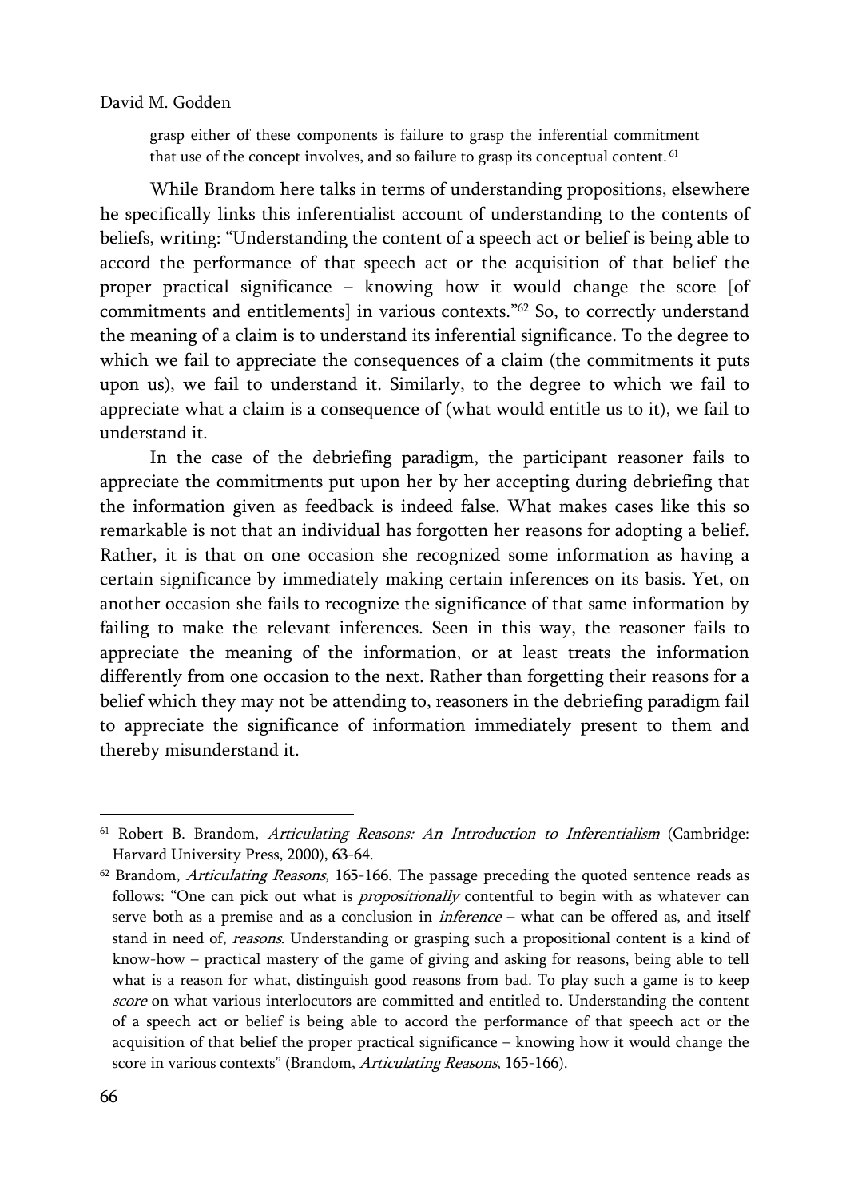> grasp either of these components is failure to grasp the inferential commitment that use of the concept involves, and so failure to grasp its conceptual content.[61]

While Brandom here talks in terms of understanding propositions, elsewhere he specifically links this inferentialist account of understanding to the contents of beliefs, writing: "Understanding the content of a speech act or belief is being able to accord the performance of that speech act or the acquisition of that belief the proper practical significance – knowing how it would change the score [of commitments and entitlements] in various contexts."[62] So, to correctly understand the meaning of a claim is to understand its inferential significance. To the degree to which we fail to appreciate the consequences of a claim (the commitments it puts upon us), we fail to understand it. Similarly, to the degree to which we fail to appreciate what a claim is a consequence of (what would entitle us to it), we fail to understand it.

In the case of the debriefing paradigm, the participant reasoner fails to appreciate the commitments put upon her by her accepting during debriefing that the information given as feedback is indeed false. What makes cases like this so remarkable is not that an individual has forgotten her reasons for adopting a belief. Rather, it is that on one occasion she recognized some information as having a certain significance by immediately making certain inferences on its basis. Yet, on another occasion she fails to recognize the significance of that same information by failing to make the relevant inferences. Seen in this way, the reasoner fails to appreciate the meaning of the information, or at least treats the information differently from one occasion to the next. Rather than forgetting their reasons for a belief which they may not be attending to, reasoners in the debriefing paradigm fail to appreciate the significance of information immediately present to them and thereby misunderstand it.

---

[61] Robert B. Brandom, *Articulating Reasons: An Introduction to Inferentialism* (Cambridge: Harvard University Press, 2000), 63-64.

[62] Brandom, *Articulating Reasons*, 165-166. The passage preceding the quoted sentence reads as follows: "One can pick out what is *propositionally* contentful to begin with as whatever can serve both as a premise and as a conclusion in *inference* – what can be offered as, and itself stand in need of, *reasons*. Understanding or grasping such a propositional content is a kind of know-how – practical mastery of the game of giving and asking for reasons, being able to tell what is a reason for what, distinguish good reasons from bad. To play such a game is to keep *score* on what various interlocutors are committed and entitled to. Understanding the content of a speech act or belief is being able to accord the performance of that speech act or the acquisition of that belief the proper practical significance – knowing how it would change the score in various contexts" (Brandom, *Articulating Reasons*, 165-166).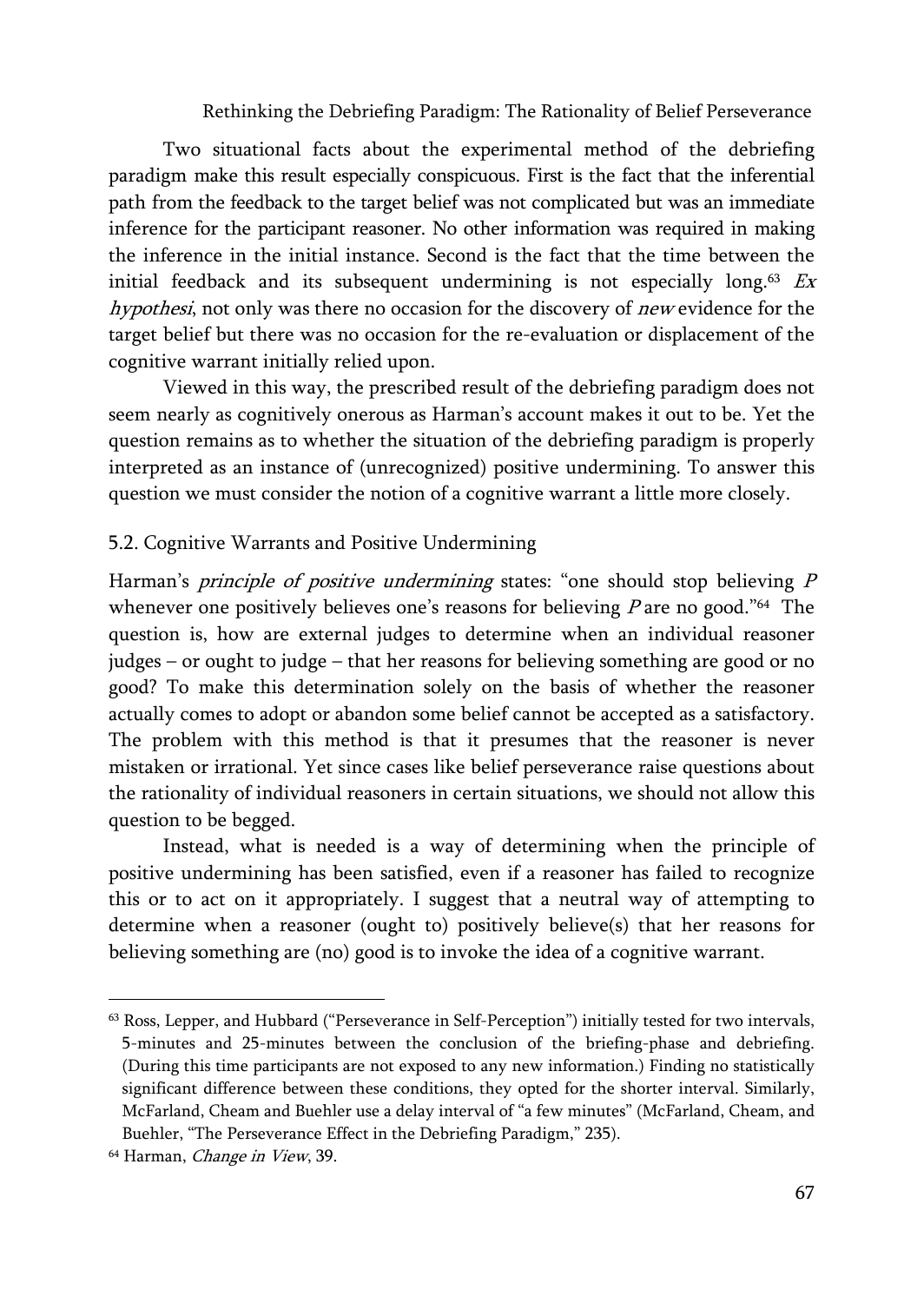Two situational facts about the experimental method of the debriefing paradigm make this result especially conspicuous. First is the fact that the inferential path from the feedback to the target belief was not complicated but was an immediate inference for the participant reasoner. No other information was required in making the inference in the initial instance. Second is the fact that the time between the initial feedback and its subsequent undermining is not especially long.[63] *Ex hypothesi*, not only was there no occasion for the discovery of *new* evidence for the target belief but there was no occasion for the re-evaluation or displacement of the cognitive warrant initially relied upon.

Viewed in this way, the prescribed result of the debriefing paradigm does not seem nearly as cognitively onerous as Harman's account makes it out to be. Yet the question remains as to whether the situation of the debriefing paradigm is properly interpreted as an instance of (unrecognized) positive undermining. To answer this question we must consider the notion of a cognitive warrant a little more closely.

## 5.2. Cognitive Warrants and Positive Undermining

Harman's *principle of positive undermining* states: "one should stop believing *P* whenever one positively believes one's reasons for believing *P* are no good."[64] The question is, how are external judges to determine when an individual reasoner judges – or ought to judge – that her reasons for believing something are good or no good? To make this determination solely on the basis of whether the reasoner actually comes to adopt or abandon some belief cannot be accepted as a satisfactory. The problem with this method is that it presumes that the reasoner is never mistaken or irrational. Yet since cases like belief perseverance raise questions about the rationality of individual reasoners in certain situations, we should not allow this question to be begged.

Instead, what is needed is a way of determining when the principle of positive undermining has been satisfied, even if a reasoner has failed to recognize this or to act on it appropriately. I suggest that a neutral way of attempting to determine when a reasoner (ought to) positively believe(s) that her reasons for believing something are (no) good is to invoke the idea of a cognitive warrant.

---

[63] Ross, Lepper, and Hubbard ("Perseverance in Self-Perception") initially tested for two intervals, 5-minutes and 25-minutes between the conclusion of the briefing-phase and debriefing. (During this time participants are not exposed to any new information.) Finding no statistically significant difference between these conditions, they opted for the shorter interval. Similarly, McFarland, Cheam and Buehler use a delay interval of "a few minutes" (McFarland, Cheam, and Buehler, "The Perseverance Effect in the Debriefing Paradigm," 235).

[64] Harman, *Change in View*, 39.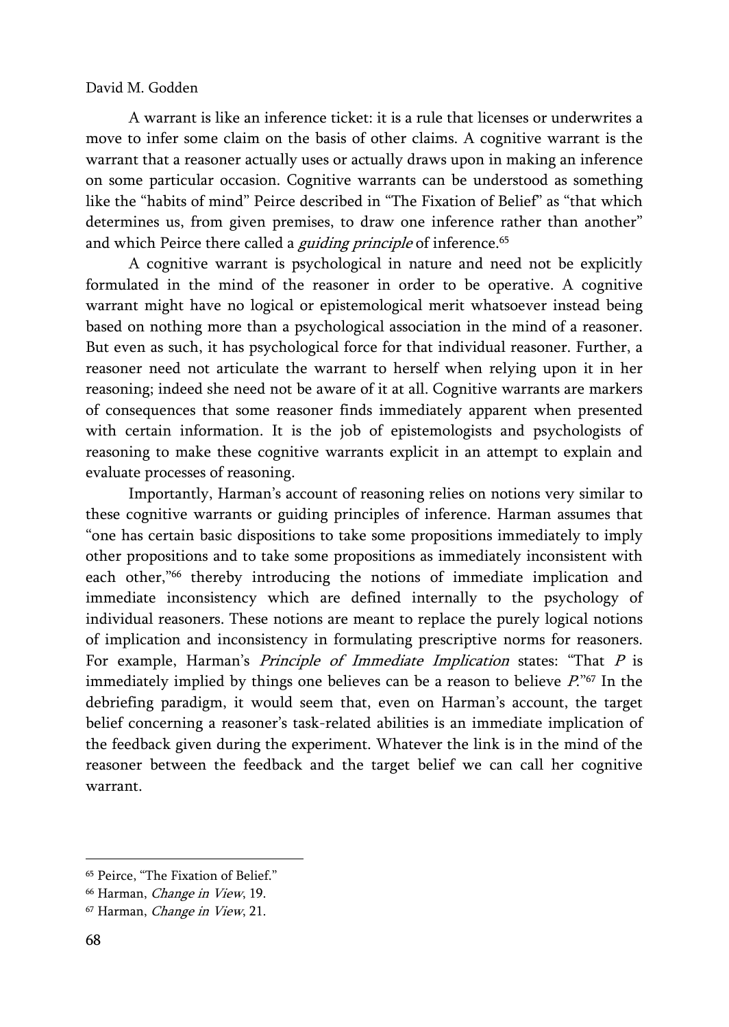A warrant is like an inference ticket: it is a rule that licenses or underwrites a move to infer some claim on the basis of other claims. A cognitive warrant is the warrant that a reasoner actually uses or actually draws upon in making an inference on some particular occasion. Cognitive warrants can be understood as something like the "habits of mind" Peirce described in "The Fixation of Belief" as "that which determines us, from given premises, to draw one inference rather than another" and which Peirce there called a *guiding principle* of inference.[65]

A cognitive warrant is psychological in nature and need not be explicitly formulated in the mind of the reasoner in order to be operative. A cognitive warrant might have no logical or epistemological merit whatsoever instead being based on nothing more than a psychological association in the mind of a reasoner. But even as such, it has psychological force for that individual reasoner. Further, a reasoner need not articulate the warrant to herself when relying upon it in her reasoning; indeed she need not be aware of it at all. Cognitive warrants are markers of consequences that some reasoner finds immediately apparent when presented with certain information. It is the job of epistemologists and psychologists of reasoning to make these cognitive warrants explicit in an attempt to explain and evaluate processes of reasoning.

Importantly, Harman's account of reasoning relies on notions very similar to these cognitive warrants or guiding principles of inference. Harman assumes that "one has certain basic dispositions to take some propositions immediately to imply other propositions and to take some propositions as immediately inconsistent with each other,"[66] thereby introducing the notions of immediate implication and immediate inconsistency which are defined internally to the psychology of individual reasoners. These notions are meant to replace the purely logical notions of implication and inconsistency in formulating prescriptive norms for reasoners. For example, Harman's *Principle of Immediate Implication* states: "That *P* is immediately implied by things one believes can be a reason to believe *P*."[67] In the debriefing paradigm, it would seem that, even on Harman's account, the target belief concerning a reasoner's task-related abilities is an immediate implication of the feedback given during the experiment. Whatever the link is in the mind of the reasoner between the feedback and the target belief we can call her cognitive warrant.

---

[65] Peirce, "The Fixation of Belief."

[66] Harman, *Change in View*, 19.

[67] Harman, *Change in View*, 21.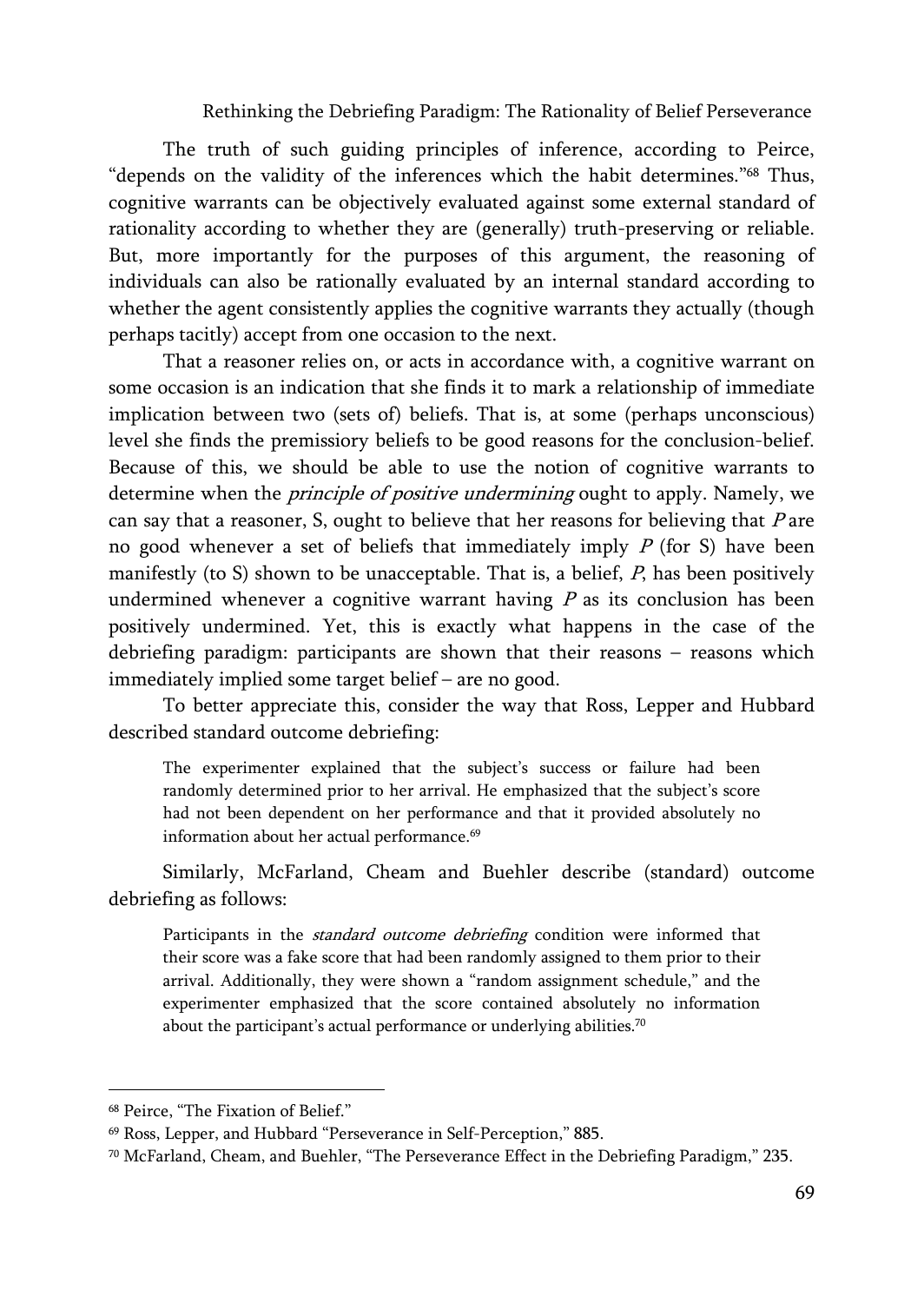The truth of such guiding principles of inference, according to Peirce, "depends on the validity of the inferences which the habit determines."[68] Thus, cognitive warrants can be objectively evaluated against some external standard of rationality according to whether they are (generally) truth-preserving or reliable. But, more importantly for the purposes of this argument, the reasoning of individuals can also be rationally evaluated by an internal standard according to whether the agent consistently applies the cognitive warrants they actually (though perhaps tacitly) accept from one occasion to the next.

That a reasoner relies on, or acts in accordance with, a cognitive warrant on some occasion is an indication that she finds it to mark a relationship of immediate implication between two (sets of) beliefs. That is, at some (perhaps unconscious) level she finds the premissory beliefs to be good reasons for the conclusion-belief. Because of this, we should be able to use the notion of cognitive warrants to determine when the *principle of positive undermining* ought to apply. Namely, we can say that a reasoner, S, ought to believe that her reasons for believing that *P* are no good whenever a set of beliefs that immediately imply *P* (for S) have been manifestly (to S) shown to be unacceptable. That is, a belief, *P*, has been positively undermined whenever a cognitive warrant having *P* as its conclusion has been positively undermined. Yet, this is exactly what happens in the case of the debriefing paradigm: participants are shown that their reasons – reasons which immediately implied some target belief – are no good.

To better appreciate this, consider the way that Ross, Lepper and Hubbard described standard outcome debriefing:

> The experimenter explained that the subject's success or failure had been randomly determined prior to her arrival. He emphasized that the subject's score had not been dependent on her performance and that it provided absolutely no information about her actual performance.[69]

Similarly, McFarland, Cheam and Buehler describe (standard) outcome debriefing as follows:

> Participants in the *standard outcome debriefing* condition were informed that their score was a fake score that had been randomly assigned to them prior to their arrival. Additionally, they were shown a "random assignment schedule," and the experimenter emphasized that the score contained absolutely no information about the participant's actual performance or underlying abilities.[70]

---

[68] Peirce, "The Fixation of Belief."

[69] Ross, Lepper, and Hubbard "Perseverance in Self-Perception," 885.

[70] McFarland, Cheam, and Buehler, "The Perseverance Effect in the Debriefing Paradigm," 235.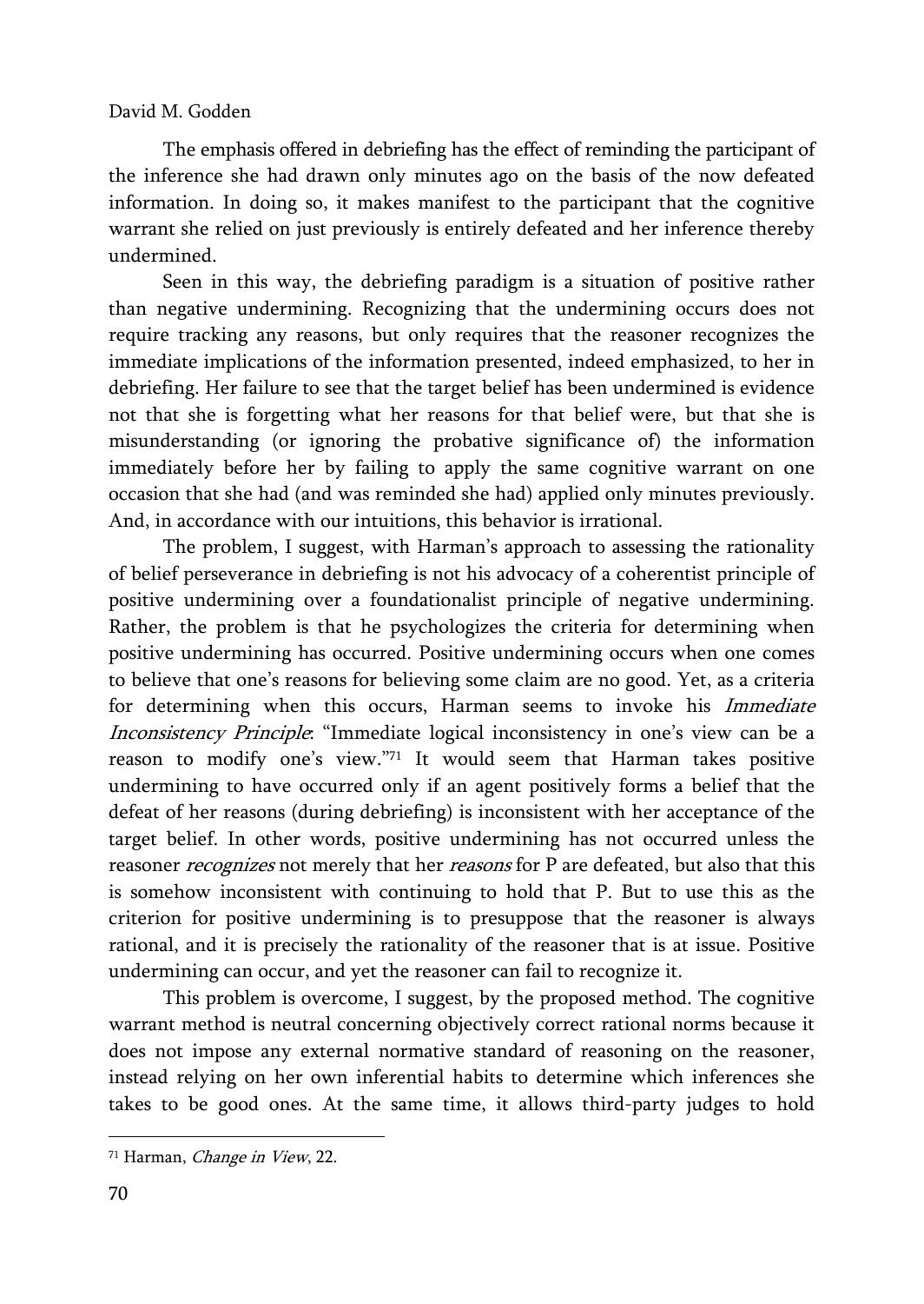The emphasis offered in debriefing has the effect of reminding the participant of the inference she had drawn only minutes ago on the basis of the now defeated information. In doing so, it makes manifest to the participant that the cognitive warrant she relied on just previously is entirely defeated and her inference thereby undermined.

Seen in this way, the debriefing paradigm is a situation of positive rather than negative undermining. Recognizing that the undermining occurs does not require tracking any reasons, but only requires that the reasoner recognizes the immediate implications of the information presented, indeed emphasized, to her in debriefing. Her failure to see that the target belief has been undermined is evidence not that she is forgetting what her reasons for that belief were, but that she is misunderstanding (or ignoring the probative significance of) the information immediately before her by failing to apply the same cognitive warrant on one occasion that she had (and was reminded she had) applied only minutes previously. And, in accordance with our intuitions, this behavior is irrational.

The problem, I suggest, with Harman's approach to assessing the rationality of belief perseverance in debriefing is not his advocacy of a coherentist principle of positive undermining over a foundationalist principle of negative undermining. Rather, the problem is that he psychologizes the criteria for determining when positive undermining has occurred. Positive undermining occurs when one comes to believe that one's reasons for believing some claim are no good. Yet, as a criteria for determining when this occurs, Harman seems to invoke his *Immediate Inconsistency Principle*: "Immediate logical inconsistency in one's view can be a reason to modify one's view."[71] It would seem that Harman takes positive undermining to have occurred only if an agent positively forms a belief that the defeat of her reasons (during debriefing) is inconsistent with her acceptance of the target belief. In other words, positive undermining has not occurred unless the reasoner *recognizes* not merely that her *reasons* for P are defeated, but also that this is somehow inconsistent with continuing to hold that P. But to use this as the criterion for positive undermining is to presuppose that the reasoner is always rational, and it is precisely the rationality of the reasoner that is at issue. Positive undermining can occur, and yet the reasoner can fail to recognize it.

This problem is overcome, I suggest, by the proposed method. The cognitive warrant method is neutral concerning objectively correct rational norms because it does not impose any external normative standard of reasoning on the reasoner, instead relying on her own inferential habits to determine which inferences she takes to be good ones. At the same time, it allows third-party judges to hold

---

[71] Harman, *Change in View*, 22.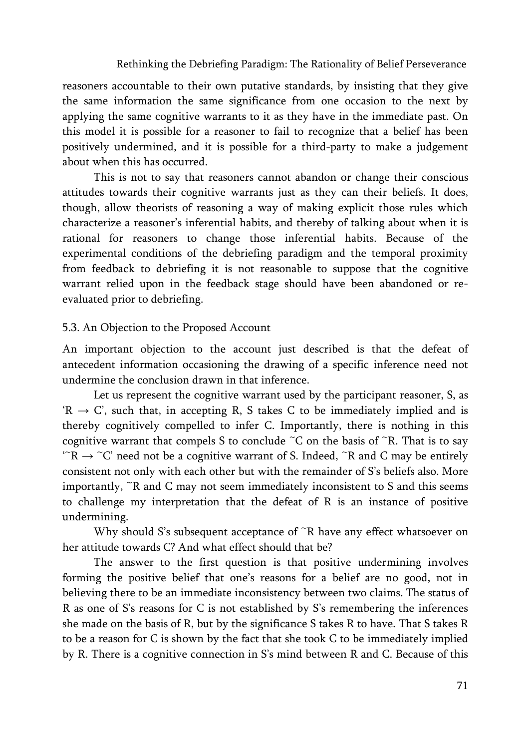reasoners accountable to their own putative standards, by insisting that they give the same information the same significance from one occasion to the next by applying the same cognitive warrants to it as they have in the immediate past. On this model it is possible for a reasoner to fail to recognize that a belief has been positively undermined, and it is possible for a third-party to make a judgement about when this has occurred.

This is not to say that reasoners cannot abandon or change their conscious attitudes towards their cognitive warrants just as they can their beliefs. It does, though, allow theorists of reasoning a way of making explicit those rules which characterize a reasoner's inferential habits, and thereby of talking about when it is rational for reasoners to change those inferential habits. Because of the experimental conditions of the debriefing paradigm and the temporal proximity from feedback to debriefing it is not reasonable to suppose that the cognitive warrant relied upon in the feedback stage should have been abandoned or re-evaluated prior to debriefing.

### 5.3. An Objection to the Proposed Account

An important objection to the account just described is that the defeat of antecedent information occasioning the drawing of a specific inference need not undermine the conclusion drawn in that inference.

Let us represent the cognitive warrant used by the participant reasoner, S, as '$R \rightarrow C$', such that, in accepting R, S takes C to be immediately implied and is thereby cognitively compelled to infer C. Importantly, there is nothing in this cognitive warrant that compels S to conclude ~C on the basis of ~R. That is to say '$\sim R \rightarrow \sim C$' need not be a cognitive warrant of S. Indeed, ~R and C may be entirely consistent not only with each other but with the remainder of S's beliefs also. More importantly, ~R and C may not seem immediately inconsistent to S and this seems to challenge my interpretation that the defeat of R is an instance of positive undermining.

Why should S's subsequent acceptance of ~R have any effect whatsoever on her attitude towards C? And what effect should that be?

The answer to the first question is that positive undermining involves forming the positive belief that one's reasons for a belief are no good, not in believing there to be an immediate inconsistency between two claims. The status of R as one of S's reasons for C is not established by S's remembering the inferences she made on the basis of R, but by the significance S takes R to have. That S takes R to be a reason for C is shown by the fact that she took C to be immediately implied by R. There is a cognitive connection in S's mind between R and C. Because of this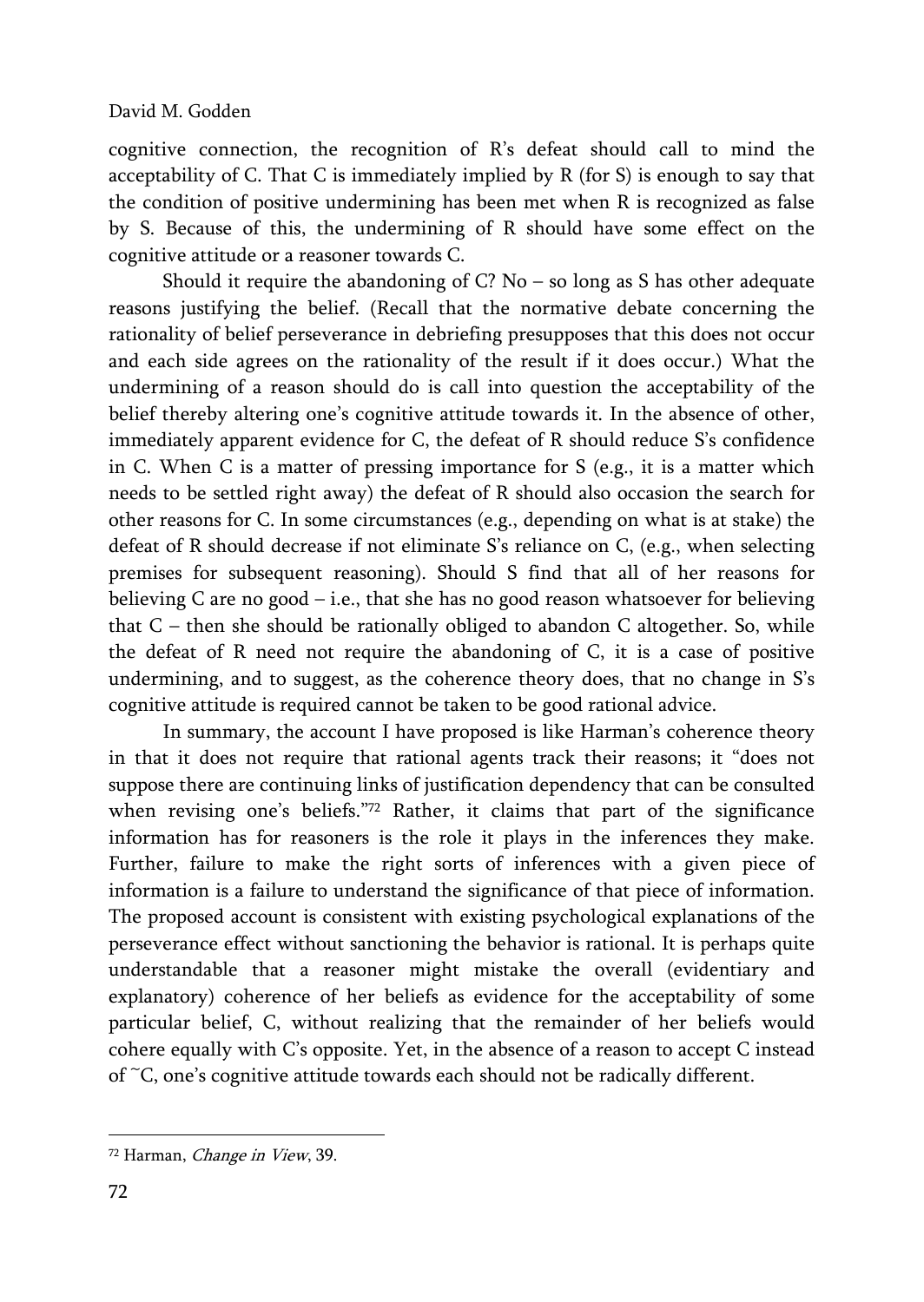cognitive connection, the recognition of R's defeat should call to mind the acceptability of C. That C is immediately implied by R (for S) is enough to say that the condition of positive undermining has been met when R is recognized as false by S. Because of this, the undermining of R should have some effect on the cognitive attitude or a reasoner towards C.

Should it require the abandoning of C? No – so long as S has other adequate reasons justifying the belief. (Recall that the normative debate concerning the rationality of belief perseverance in debriefing presupposes that this does not occur and each side agrees on the rationality of the result if it does occur.) What the undermining of a reason should do is call into question the acceptability of the belief thereby altering one's cognitive attitude towards it. In the absence of other, immediately apparent evidence for C, the defeat of R should reduce S's confidence in C. When C is a matter of pressing importance for S (e.g., it is a matter which needs to be settled right away) the defeat of R should also occasion the search for other reasons for C. In some circumstances (e.g., depending on what is at stake) the defeat of R should decrease if not eliminate S's reliance on C, (e.g., when selecting premises for subsequent reasoning). Should S find that all of her reasons for believing C are no good – i.e., that she has no good reason whatsoever for believing that C – then she should be rationally obliged to abandon C altogether. So, while the defeat of R need not require the abandoning of C, it is a case of positive undermining, and to suggest, as the coherence theory does, that no change in S's cognitive attitude is required cannot be taken to be good rational advice.

In summary, the account I have proposed is like Harman's coherence theory in that it does not require that rational agents track their reasons; it "does not suppose there are continuing links of justification dependency that can be consulted when revising one's beliefs."[72] Rather, it claims that part of the significance information has for reasoners is the role it plays in the inferences they make. Further, failure to make the right sorts of inferences with a given piece of information is a failure to understand the significance of that piece of information. The proposed account is consistent with existing psychological explanations of the perseverance effect without sanctioning the behavior is rational. It is perhaps quite understandable that a reasoner might mistake the overall (evidentiary and explanatory) coherence of her beliefs as evidence for the acceptability of some particular belief, C, without realizing that the remainder of her beliefs would cohere equally with C's opposite. Yet, in the absence of a reason to accept C instead of ~C, one's cognitive attitude towards each should not be radically different.

---

[72] Harman, *Change in View*, 39.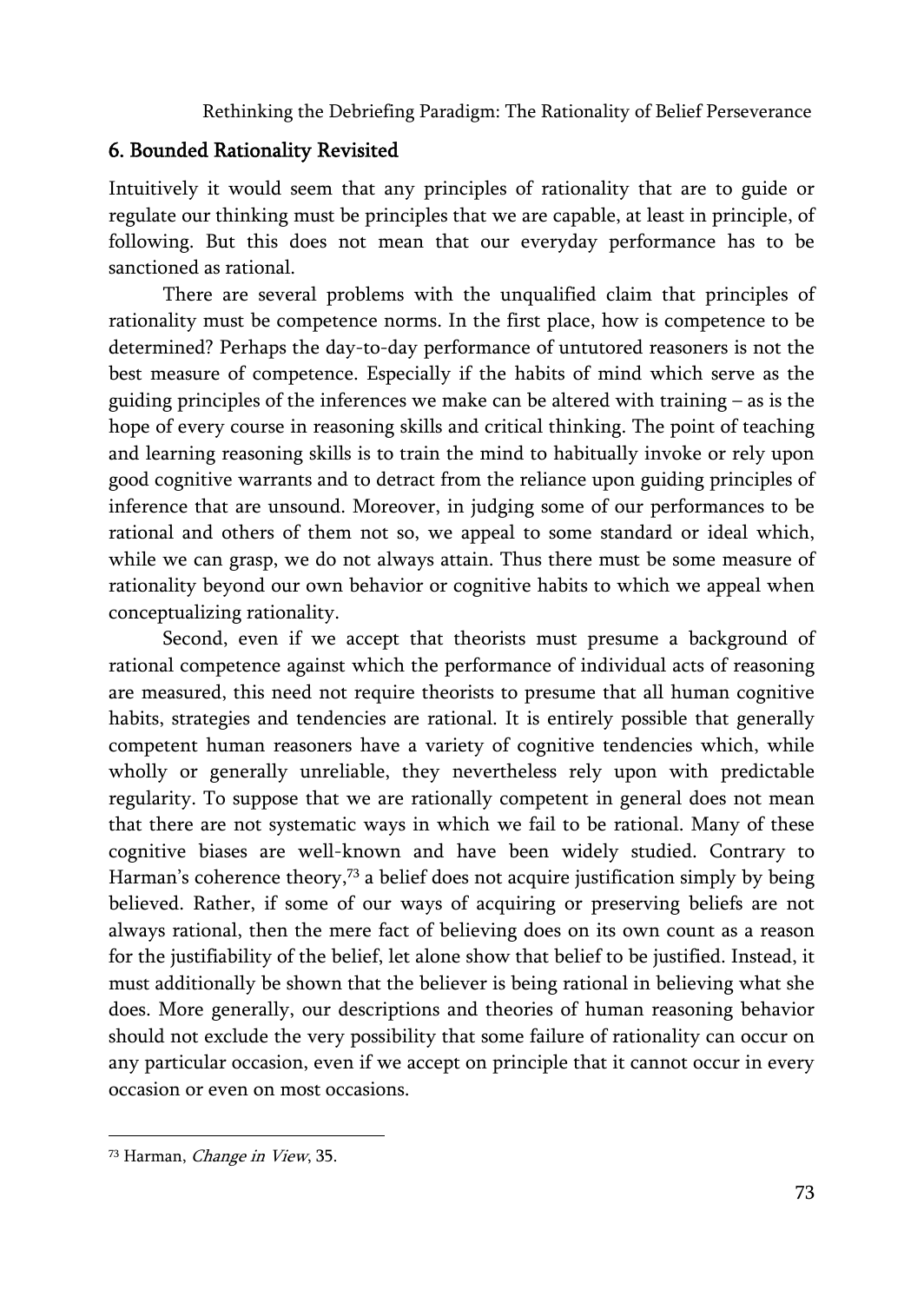## 6. Bounded Rationality Revisited

Intuitively it would seem that any principles of rationality that are to guide or regulate our thinking must be principles that we are capable, at least in principle, of following. But this does not mean that our everyday performance has to be sanctioned as rational.

There are several problems with the unqualified claim that principles of rationality must be competence norms. In the first place, how is competence to be determined? Perhaps the day-to-day performance of untutored reasoners is not the best measure of competence. Especially if the habits of mind which serve as the guiding principles of the inferences we make can be altered with training – as is the hope of every course in reasoning skills and critical thinking. The point of teaching and learning reasoning skills is to train the mind to habitually invoke or rely upon good cognitive warrants and to detract from the reliance upon guiding principles of inference that are unsound. Moreover, in judging some of our performances to be rational and others of them not so, we appeal to some standard or ideal which, while we can grasp, we do not always attain. Thus there must be some measure of rationality beyond our own behavior or cognitive habits to which we appeal when conceptualizing rationality.

Second, even if we accept that theorists must presume a background of rational competence against which the performance of individual acts of reasoning are measured, this need not require theorists to presume that all human cognitive habits, strategies and tendencies are rational. It is entirely possible that generally competent human reasoners have a variety of cognitive tendencies which, while wholly or generally unreliable, they nevertheless rely upon with predictable regularity. To suppose that we are rationally competent in general does not mean that there are not systematic ways in which we fail to be rational. Many of these cognitive biases are well-known and have been widely studied. Contrary to Harman's coherence theory,[73] a belief does not acquire justification simply by being believed. Rather, if some of our ways of acquiring or preserving beliefs are not always rational, then the mere fact of believing does on its own count as a reason for the justifiability of the belief, let alone show that belief to be justified. Instead, it must additionally be shown that the believer is being rational in believing what she does. More generally, our descriptions and theories of human reasoning behavior should not exclude the very possibility that some failure of rationality can occur on any particular occasion, even if we accept on principle that it cannot occur in every occasion or even on most occasions.

[73] Harman, *Change in View*, 35.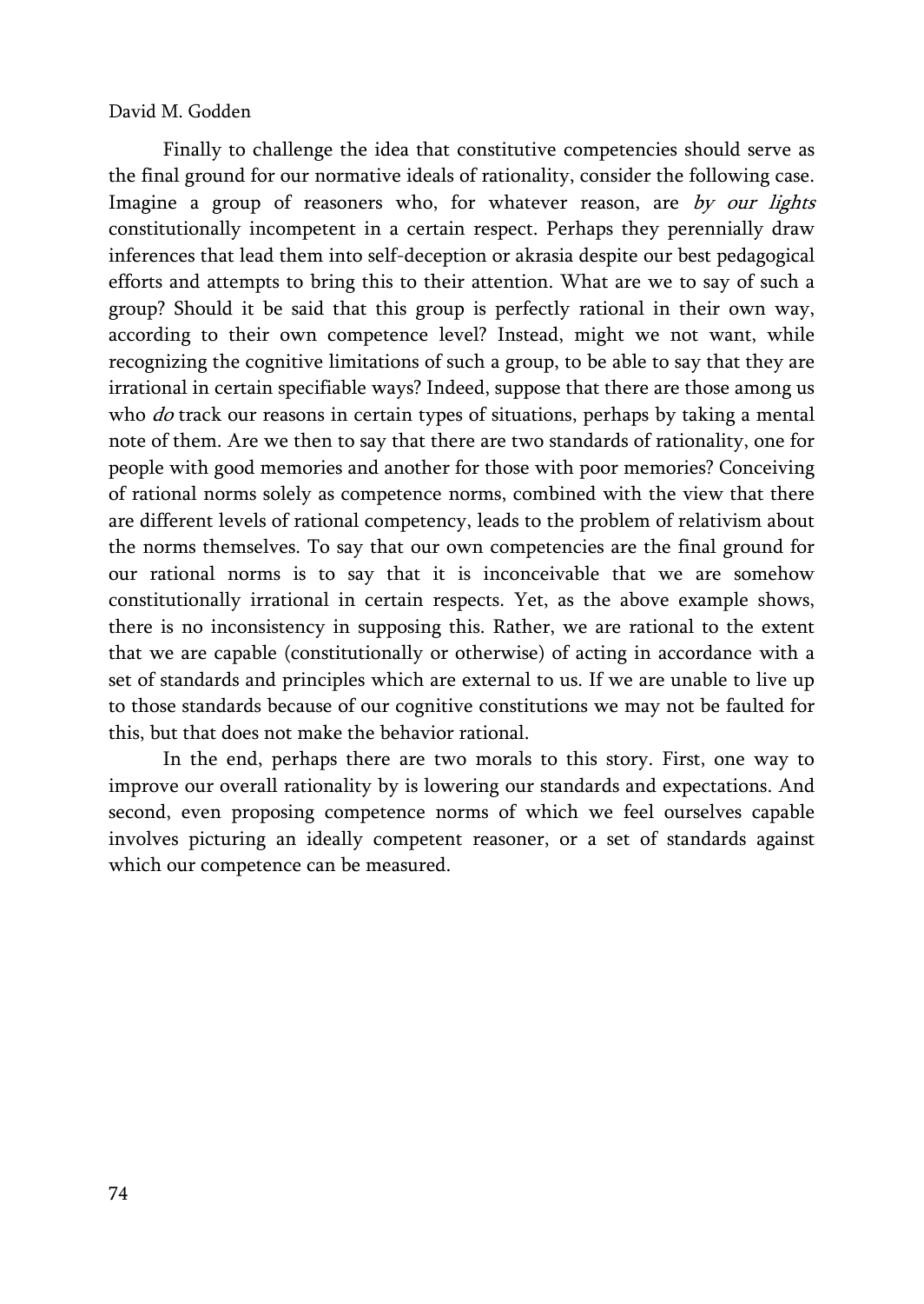Finally to challenge the idea that constitutive competencies should serve as the final ground for our normative ideals of rationality, consider the following case. Imagine a group of reasoners who, for whatever reason, are *by our lights* constitutionally incompetent in a certain respect. Perhaps they perennially draw inferences that lead them into self-deception or akrasia despite our best pedagogical efforts and attempts to bring this to their attention. What are we to say of such a group? Should it be said that this group is perfectly rational in their own way, according to their own competence level? Instead, might we not want, while recognizing the cognitive limitations of such a group, to be able to say that they are irrational in certain specifiable ways? Indeed, suppose that there are those among us who *do* track our reasons in certain types of situations, perhaps by taking a mental note of them. Are we then to say that there are two standards of rationality, one for people with good memories and another for those with poor memories? Conceiving of rational norms solely as competence norms, combined with the view that there are different levels of rational competency, leads to the problem of relativism about the norms themselves. To say that our own competencies are the final ground for our rational norms is to say that it is inconceivable that we are somehow constitutionally irrational in certain respects. Yet, as the above example shows, there is no inconsistency in supposing this. Rather, we are rational to the extent that we are capable (constitutionally or otherwise) of acting in accordance with a set of standards and principles which are external to us. If we are unable to live up to those standards because of our cognitive constitutions we may not be faulted for this, but that does not make the behavior rational.

In the end, perhaps there are two morals to this story. First, one way to improve our overall rationality by is lowering our standards and expectations. And second, even proposing competence norms of which we feel ourselves capable involves picturing an ideally competent reasoner, or a set of standards against which our competence can be measured.